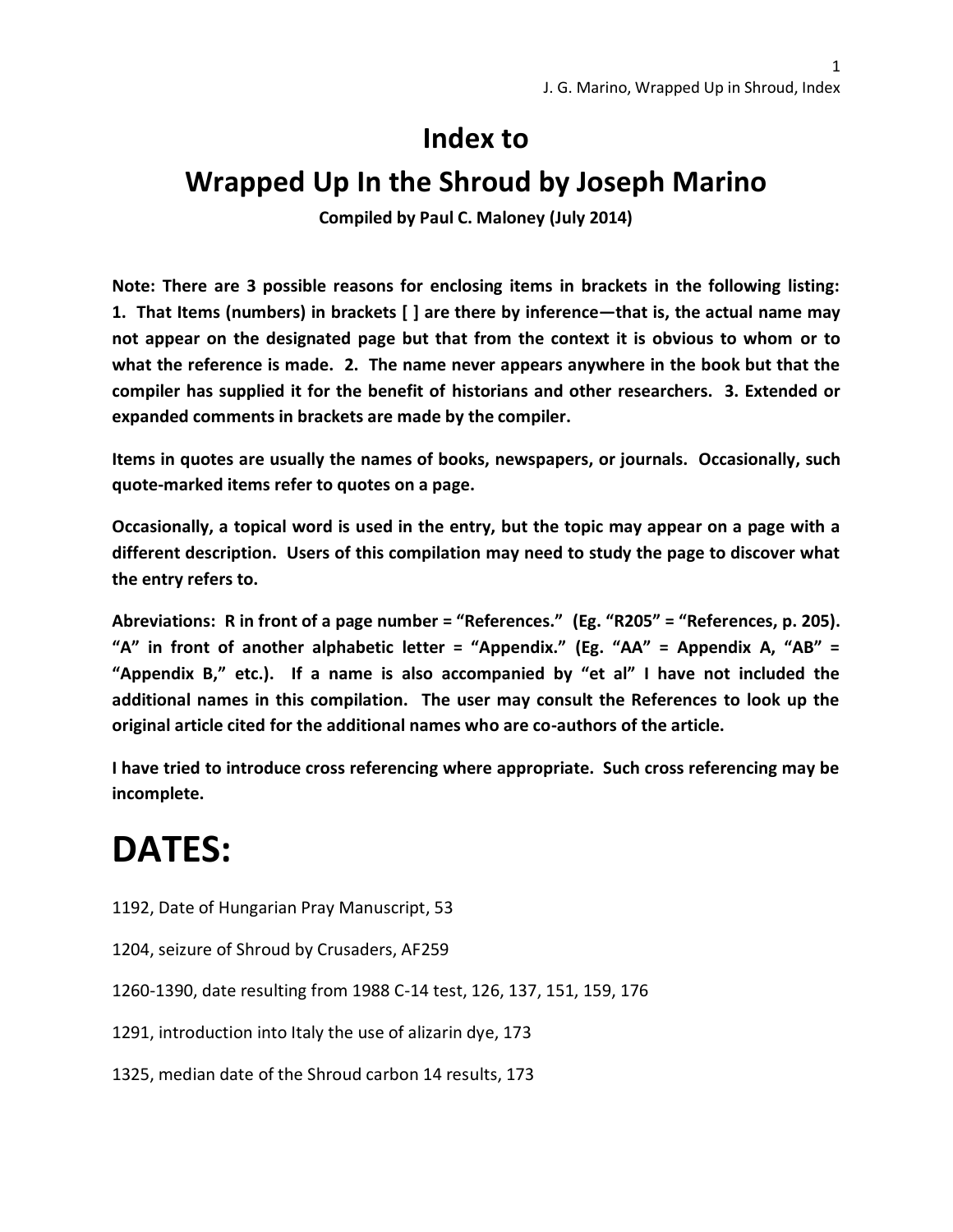# Index to

# Wrapped Up In the Shroud by Joseph Marino

**Compiled by Paul C. Maloney (July 2014)**

**Note: There are 3 possible reasons for enclosing items in brackets in the following listing: 1. That Items (numbers) in brackets [ ] are there by inference—that is, the actual name may not appear on the designated page but that from the context it is obvious to whom or to what the reference is made. 2. The name never appears anywhere in the book but that the compiler has supplied it for the benefit of historians and other researchers. 3. Extended or expanded comments in brackets are made by the compiler.**

**Items in quotes are usually the names of books, newspapers, or journals. Occasionally, such quote-marked items refer to quotes on a page.**

**Occasionally, a topical word is used in the entry, but the topic may appear on a page with a different description. Users of this compilation may need to study the page to discover what the entry refers to.**

**Abreviations: R in front of a page number = "References." (Eg. "R205" = "References, p. 205). "A" in front of another alphabetic letter = "Appendix." (Eg. "AA" = Appendix A, "AB" = "Appendix B," etc.). If a name is also accompanied by "et al" I have not included the additional names in this compilation. The user may consult the References to look up the original article cited for the additional names who are co-authors of the article.**

**I have tried to introduce cross referencing where appropriate. Such cross referencing may be incomplete.**

# DATES:

1192, Date of Hungarian Pray Manuscript, 53

1204, seizure of Shroud by Crusaders, AF259

1260-1390, date resulting from 1988 C-14 test, 126, 137, 151, 159, 176

1291, introduction into Italy the use of alizarin dye, 173

1325, median date of the Shroud carbon 14 results, 173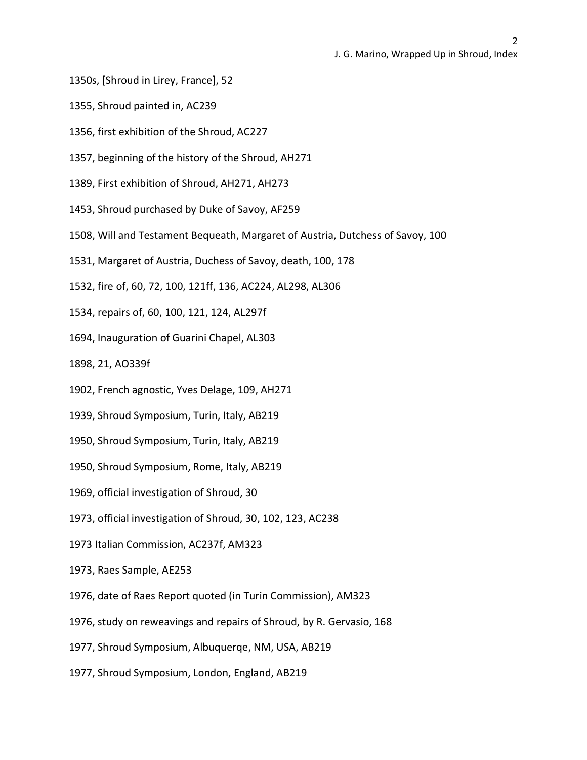1350s, [Shroud in Lirey, France], 52

1355, Shroud painted in, AC239

1356, first exhibition of the Shroud, AC227

1357, beginning of the history of the Shroud, AH271

1389, First exhibition of Shroud, AH271, AH273

1453, Shroud purchased by Duke of Savoy, AF259

1508, Will and Testament Bequeath, Margaret of Austria, Dutchess of Savoy, 100

1531, Margaret of Austria, Duchess of Savoy, death, 100, 178

1532, fire of, 60, 72, 100, 121ff, 136, AC224, AL298, AL306

1534, repairs of, 60, 100, 121, 124, AL297f

1694, Inauguration of Guarini Chapel, AL303

1898, 21, AO339f

1902, French agnostic, Yves Delage, 109, AH271

1939, Shroud Symposium, Turin, Italy, AB219

1950, Shroud Symposium, Turin, Italy, AB219

1950, Shroud Symposium, Rome, Italy, AB219

1969, official investigation of Shroud, 30

1973, official investigation of Shroud, 30, 102, 123, AC238

1973 Italian Commission, AC237f, AM323

1973, Raes Sample, AE253

1976, date of Raes Report quoted (in Turin Commission), AM323

1976, study on reweavings and repairs of Shroud, by R. Gervasio, 168

1977, Shroud Symposium, Albuquerqe, NM, USA, AB219

1977, Shroud Symposium, London, England, AB219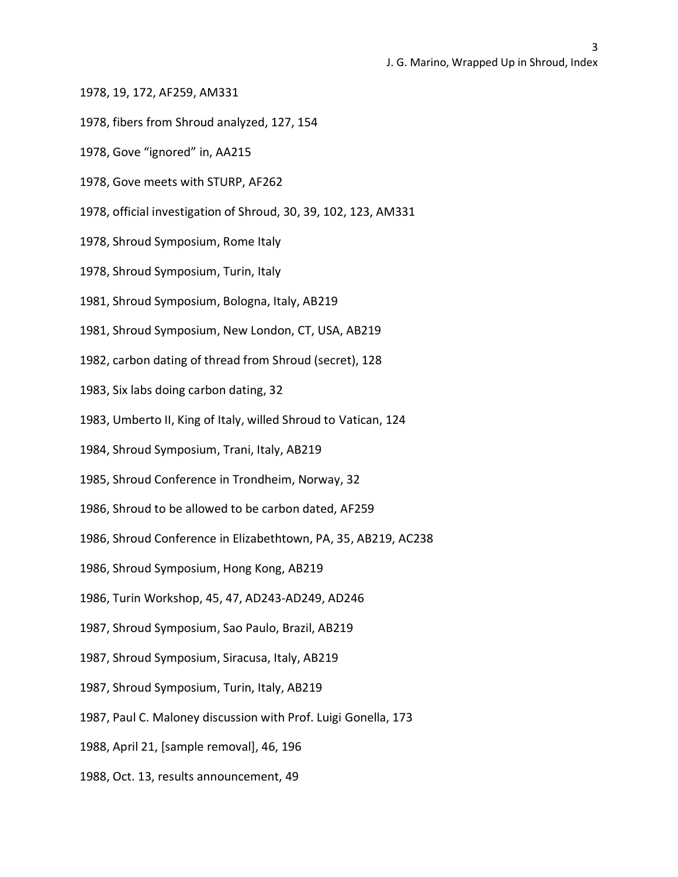1978, 19, 172, AF259, AM331

1978, fibers from Shroud analyzed, 127, 154

1978, Gove "ignored" in, AA215

1978, Gove meets with STURP, AF262

1978, official investigation of Shroud, 30, 39, 102, 123, AM331

1978, Shroud Symposium, Rome Italy

1978, Shroud Symposium, Turin, Italy

1981, Shroud Symposium, Bologna, Italy, AB219

1981, Shroud Symposium, New London, CT, USA, AB219

1982, carbon dating of thread from Shroud (secret), 128

1983, Six labs doing carbon dating, 32

1983, Umberto II, King of Italy, willed Shroud to Vatican, 124

1984, Shroud Symposium, Trani, Italy, AB219

1985, Shroud Conference in Trondheim, Norway, 32

1986, Shroud to be allowed to be carbon dated, AF259

1986, Shroud Conference in Elizabethtown, PA, 35, AB219, AC238

1986, Shroud Symposium, Hong Kong, AB219

1986, Turin Workshop, 45, 47, AD243-AD249, AD246

1987, Shroud Symposium, Sao Paulo, Brazil, AB219

1987, Shroud Symposium, Siracusa, Italy, AB219

1987, Shroud Symposium, Turin, Italy, AB219

1987, Paul C. Maloney discussion with Prof. Luigi Gonella, 173

1988, April 21, [sample removal], 46, 196

1988, Oct. 13, results announcement, 49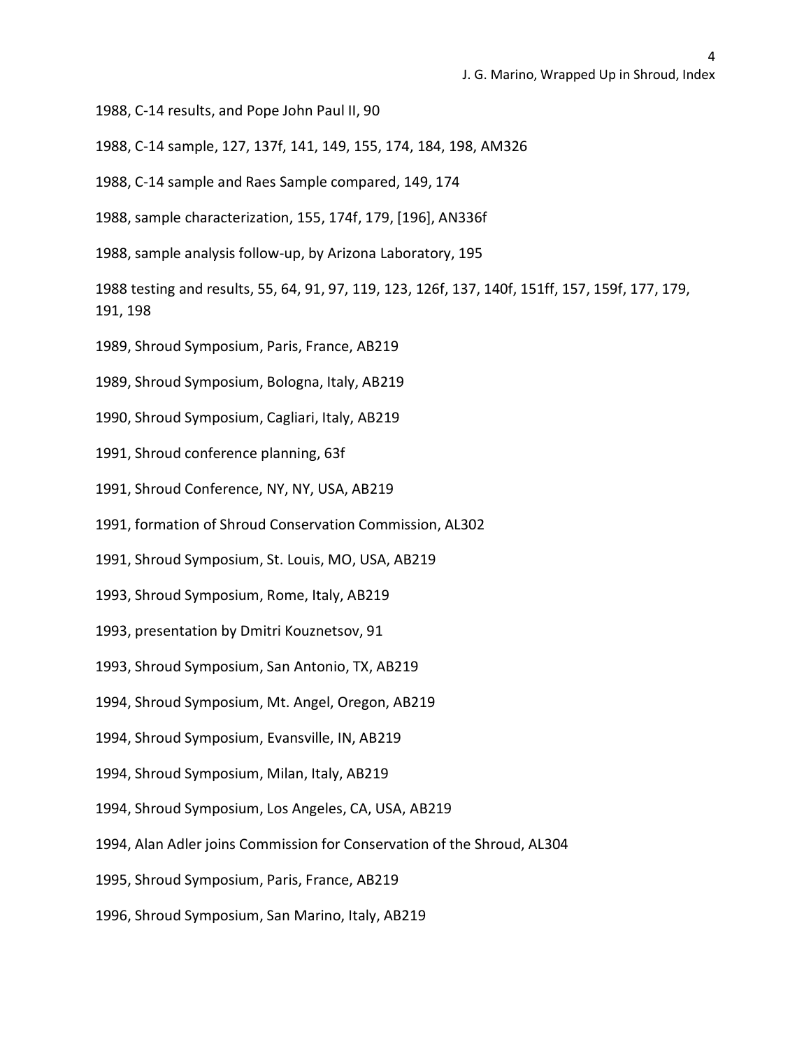1988, C-14 results, and Pope John Paul II, 90

1988, C-14 sample, 127, 137f, 141, 149, 155, 174, 184, 198, AM326

1988, C-14 sample and Raes Sample compared, 149, 174

1988, sample characterization, 155, 174f, 179, [196], AN336f

1988, sample analysis follow-up, by Arizona Laboratory, 195

1988 testing and results, 55, 64, 91, 97, 119, 123, 126f, 137, 140f, 151ff, 157, 159f, 177, 179, 191, 198

1989, Shroud Symposium, Paris, France, AB219

1989, Shroud Symposium, Bologna, Italy, AB219

1990, Shroud Symposium, Cagliari, Italy, AB219

1991, Shroud conference planning, 63f

1991, Shroud Conference, NY, NY, USA, AB219

1991, formation of Shroud Conservation Commission, AL302

1991, Shroud Symposium, St. Louis, MO, USA, AB219

1993, Shroud Symposium, Rome, Italy, AB219

1993, presentation by Dmitri Kouznetsov, 91

1993, Shroud Symposium, San Antonio, TX, AB219

1994, Shroud Symposium, Mt. Angel, Oregon, AB219

1994, Shroud Symposium, Evansville, IN, AB219

1994, Shroud Symposium, Milan, Italy, AB219

1994, Shroud Symposium, Los Angeles, CA, USA, AB219

1994, Alan Adler joins Commission for Conservation of the Shroud, AL304

1995, Shroud Symposium, Paris, France, AB219

1996, Shroud Symposium, San Marino, Italy, AB219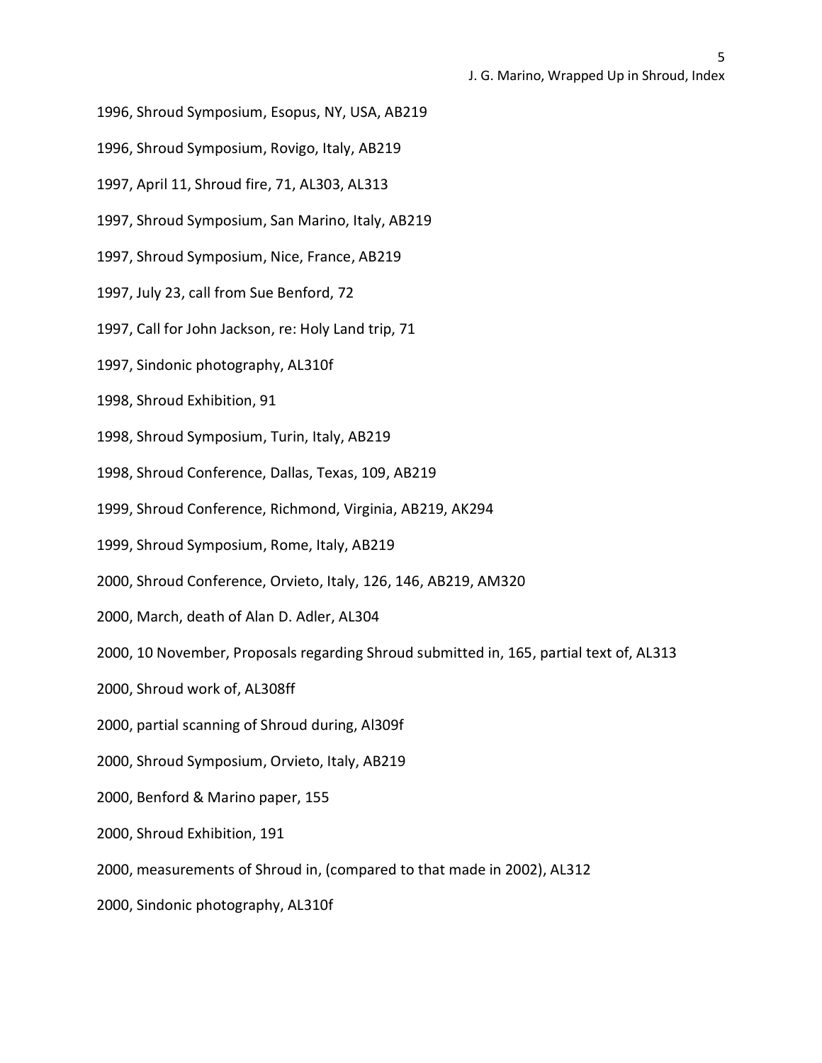1996, Shroud Symposium, Esopus, NY, USA, AB219

1996, Shroud Symposium, Rovigo, Italy, AB219

1997, April 11, Shroud fire, 71, AL303, AL313

1997, Shroud Symposium, San Marino, Italy, AB219

1997, Shroud Symposium, Nice, France, AB219

1997, July 23, call from Sue Benford, 72

1997, Call for John Jackson, re: Holy Land trip, 71

1997, Sindonic photography, AL310f

1998, Shroud Exhibition, 91

1998, Shroud Symposium, Turin, Italy, AB219

1998, Shroud Conference, Dallas, Texas, 109, AB219

1999, Shroud Conference, Richmond, Virginia, AB219, AK294

1999, Shroud Symposium, Rome, Italy, AB219

2000, Shroud Conference, Orvieto, Italy, 126, 146, AB219, AM320

2000, March, death of Alan D. Adler, AL304

2000, 10 November, Proposals regarding Shroud submitted in, 165, partial text of, AL313

2000, Shroud work of, AL308ff

2000, partial scanning of Shroud during, Al309f

2000, Shroud Symposium, Orvieto, Italy, AB219

2000, Benford & Marino paper, 155

2000, Shroud Exhibition, 191

2000, measurements of Shroud in, (compared to that made in 2002), AL312

2000, Sindonic photography, AL310f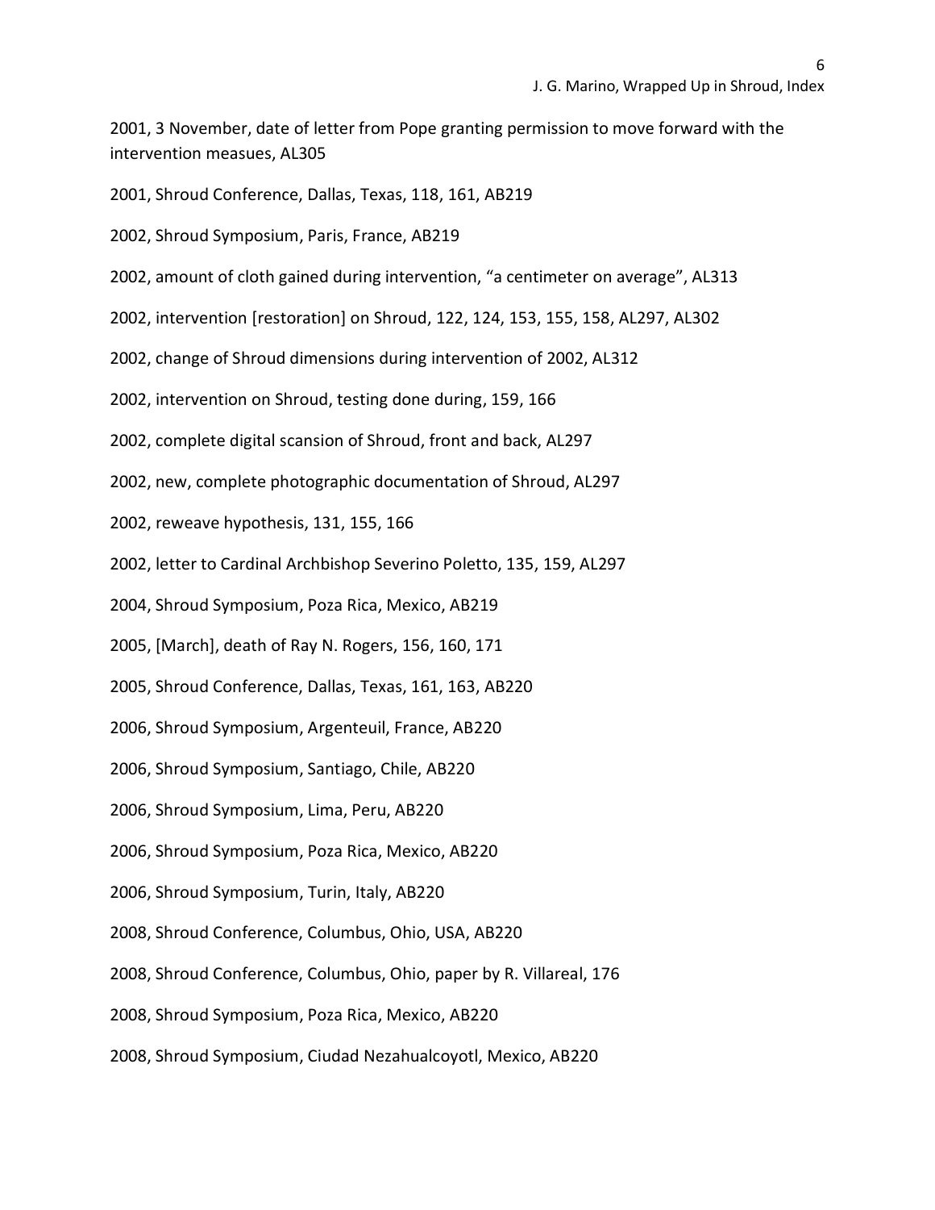2001, 3 November, date of letter from Pope granting permission to move forward with the intervention measues, AL305

2001, Shroud Conference, Dallas, Texas, 118, 161, AB219

2002, Shroud Symposium, Paris, France, AB219

2002, amount of cloth gained during intervention, "a centimeter on average", AL313

2002, intervention [restoration] on Shroud, 122, 124, 153, 155, 158, AL297, AL302

2002, change of Shroud dimensions during intervention of 2002, AL312

2002, intervention on Shroud, testing done during, 159, 166

2002, complete digital scansion of Shroud, front and back, AL297

2002, new, complete photographic documentation of Shroud, AL297

2002, reweave hypothesis, 131, 155, 166

2002, letter to Cardinal Archbishop Severino Poletto, 135, 159, AL297

2004, Shroud Symposium, Poza Rica, Mexico, AB219

2005, [March], death of Ray N. Rogers, 156, 160, 171

2005, Shroud Conference, Dallas, Texas, 161, 163, AB220

2006, Shroud Symposium, Argenteuil, France, AB220

2006, Shroud Symposium, Santiago, Chile, AB220

2006, Shroud Symposium, Lima, Peru, AB220

2006, Shroud Symposium, Poza Rica, Mexico, AB220

2006, Shroud Symposium, Turin, Italy, AB220

2008, Shroud Conference, Columbus, Ohio, USA, AB220

2008, Shroud Conference, Columbus, Ohio, paper by R. Villareal, 176

2008, Shroud Symposium, Poza Rica, Mexico, AB220

2008, Shroud Symposium, Ciudad Nezahualcoyotl, Mexico, AB220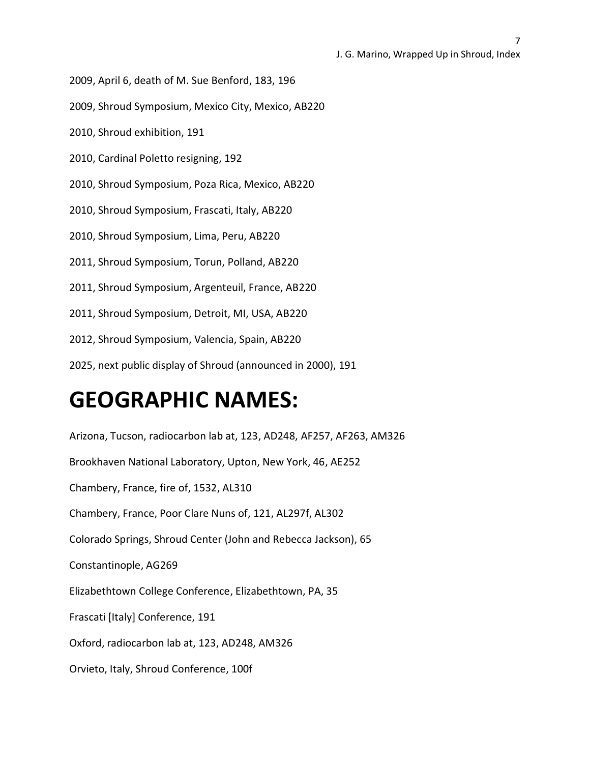2009, April 6, death of M. Sue Benford, 183, 196

2009, Shroud Symposium, Mexico City, Mexico, AB220

2010, Shroud exhibition, 191

2010, Cardinal Poletto resigning, 192

2010, Shroud Symposium, Poza Rica, Mexico, AB220

2010, Shroud Symposium, Frascati, Italy, AB220

2010, Shroud Symposium, Lima, Peru, AB220

2011, Shroud Symposium, Torun, Polland, AB220

2011, Shroud Symposium, Argenteuil, France, AB220

2011, Shroud Symposium, Detroit, MI, USA, AB220

2012, Shroud Symposium, Valencia, Spain, AB220

2025, next public display of Shroud (announced in 2000), 191

# GEOGRAPHIC NAMES:

Arizona, Tucson, radiocarbon lab at, 123, AD248, AF257, AF263, AM326

Brookhaven National Laboratory, Upton, New York, 46, AE252

Chambery, France, fire of, 1532, AL310

Chambery, France, Poor Clare Nuns of, 121, AL297f, AL302

Colorado Springs, Shroud Center (John and Rebecca Jackson), 65

Constantinople, AG269

Elizabethtown College Conference, Elizabethtown, PA, 35

Frascati [Italy] Conference, 191

Oxford, radiocarbon lab at, 123, AD248, AM326

Orvieto, Italy, Shroud Conference, 100f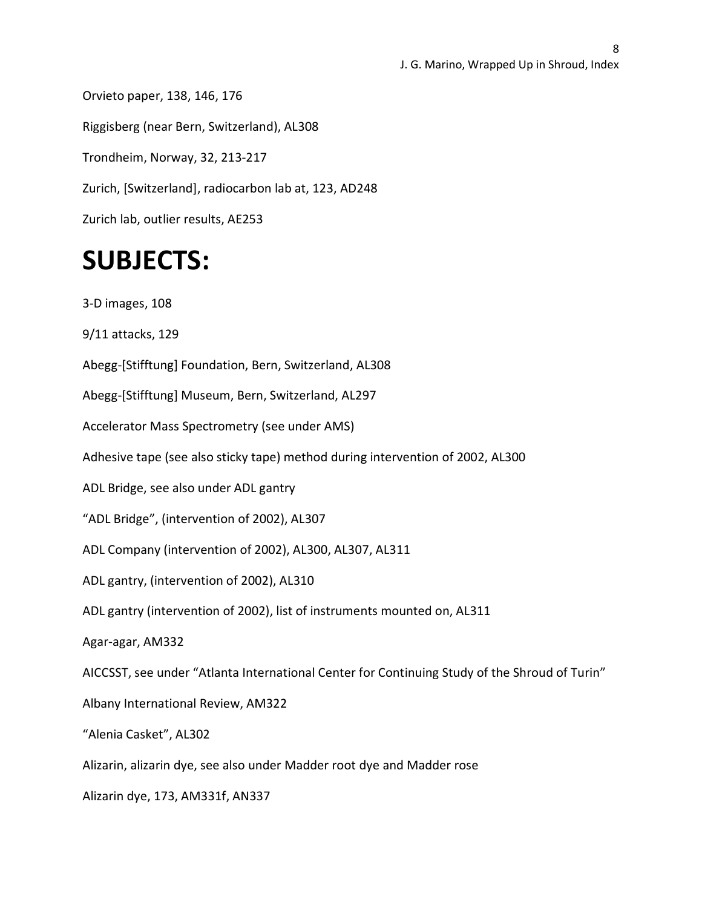Orvieto paper, 138, 146, 176

Riggisberg (near Bern, Switzerland), AL308

Trondheim, Norway, 32, 213-217

Zurich, [Switzerland], radiocarbon lab at, 123, AD248

Zurich lab, outlier results, AE253

# SUBJECTS:

3-D images, 108

9/11 attacks, 129

Abegg-[Stifftung] Foundation, Bern, Switzerland, AL308

Abegg-[Stifftung] Museum, Bern, Switzerland, AL297

Accelerator Mass Spectrometry (see under AMS)

Adhesive tape (see also sticky tape) method during intervention of 2002, AL300

ADL Bridge, see also under ADL gantry

"ADL Bridge", (intervention of 2002), AL307

ADL Company (intervention of 2002), AL300, AL307, AL311

ADL gantry, (intervention of 2002), AL310

ADL gantry (intervention of 2002), list of instruments mounted on, AL311

Agar-agar, AM332

AICCSST, see under "Atlanta International Center for Continuing Study of the Shroud of Turin"

Albany International Review, AM322

"Alenia Casket", AL302

Alizarin, alizarin dye, see also under Madder root dye and Madder rose

Alizarin dye, 173, AM331f, AN337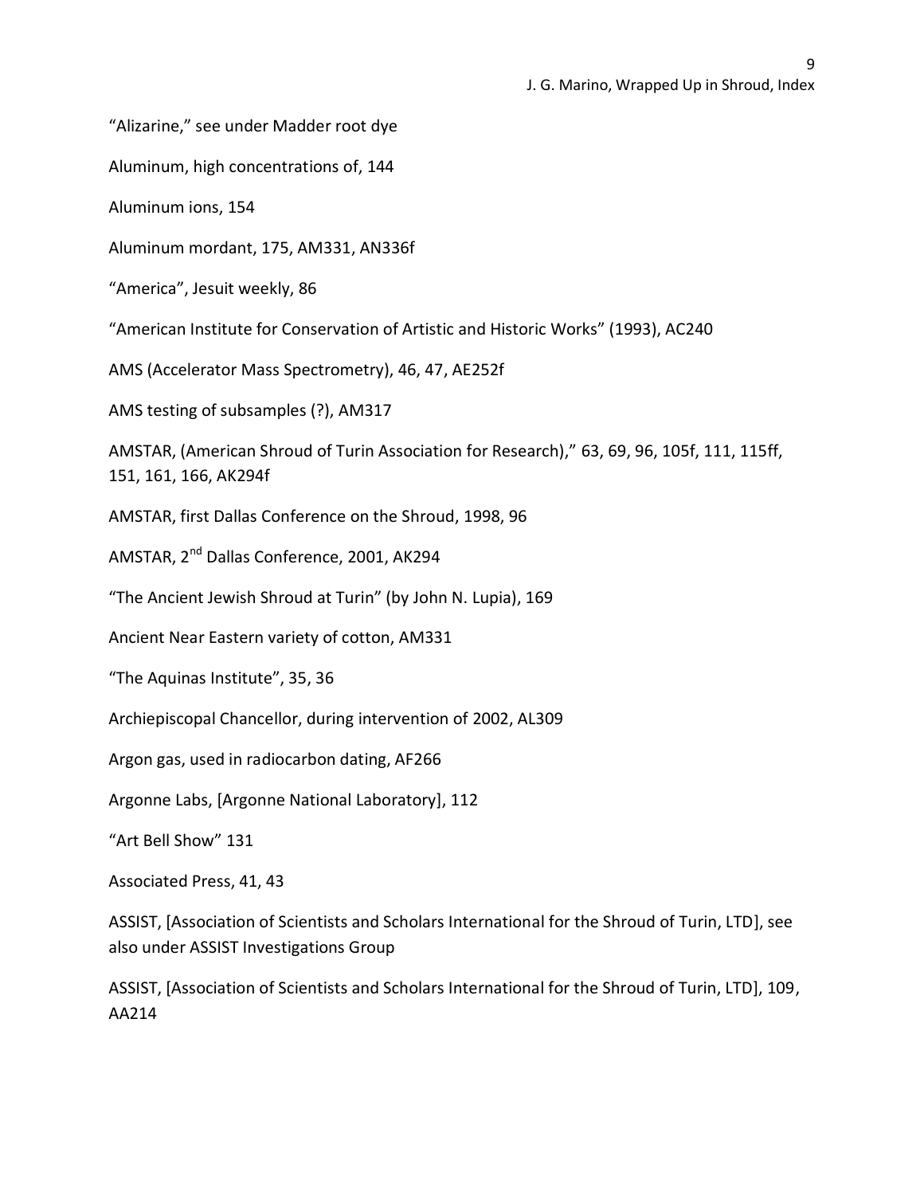"Alizarine," see under Madder root dye

Aluminum, high concentrations of, 144

Aluminum ions, 154

Aluminum mordant, 175, AM331, AN336f

"America", Jesuit weekly, 86

"American Institute for Conservation of Artistic and Historic Works" (1993), AC240

AMS (Accelerator Mass Spectrometry), 46, 47, AE252f

AMS testing of subsamples (?), AM317

AMSTAR, (American Shroud of Turin Association for Research)," 63, 69, 96, 105f, 111, 115ff, 151, 161, 166, AK294f

AMSTAR, first Dallas Conference on the Shroud, 1998, 96

AMSTAR, 2nd Dallas Conference, 2001, AK294

"The Ancient Jewish Shroud at Turin" (by John N. Lupia), 169

Ancient Near Eastern variety of cotton, AM331

"The Aquinas Institute", 35, 36

Archiepiscopal Chancellor, during intervention of 2002, AL309

Argon gas, used in radiocarbon dating, AF266

Argonne Labs, [Argonne National Laboratory], 112

"Art Bell Show" 131

Associated Press, 41, 43

ASSIST, [Association of Scientists and Scholars International for the Shroud of Turin, LTD], see also under ASSIST Investigations Group

ASSIST, [Association of Scientists and Scholars International for the Shroud of Turin, LTD], 109, AA214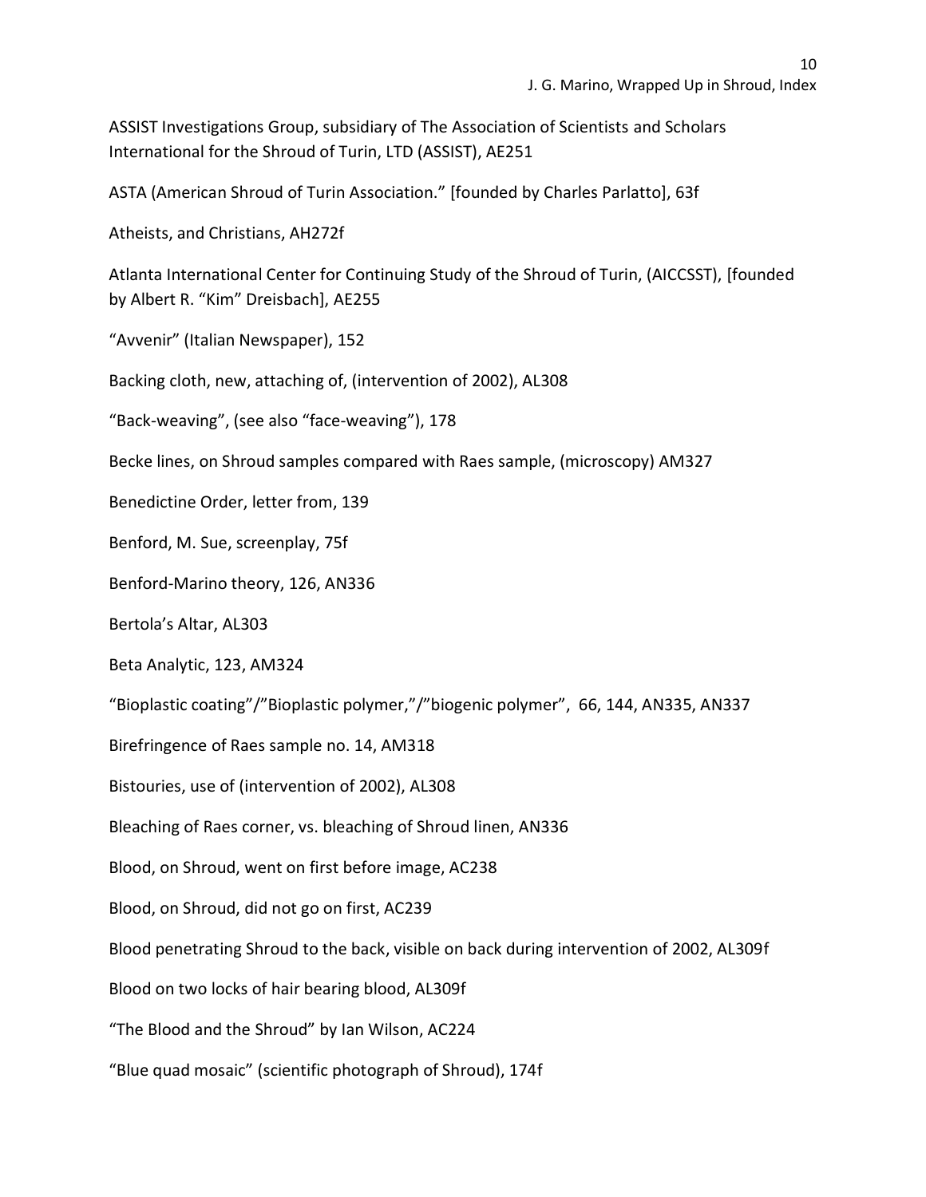ASSIST Investigations Group, subsidiary of The Association of Scientists and Scholars International for the Shroud of Turin, LTD (ASSIST), AE251

ASTA (American Shroud of Turin Association." [founded by Charles Parlatto], 63f

Atheists, and Christians, AH272f

Atlanta International Center for Continuing Study of the Shroud of Turin, (AICCSST), [founded by Albert R. "Kim" Dreisbach], AE255

"Avvenir" (Italian Newspaper), 152

Backing cloth, new, attaching of, (intervention of 2002), AL308

"Back-weaving", (see also "face-weaving"), 178

Becke lines, on Shroud samples compared with Raes sample, (microscopy) AM327

Benedictine Order, letter from, 139

Benford, M. Sue, screenplay, 75f

Benford-Marino theory, 126, AN336

Bertola's Altar, AL303

Beta Analytic, 123, AM324

"Bioplastic coating"/"Bioplastic polymer,"/"biogenic polymer", 66, 144, AN335, AN337

Birefringence of Raes sample no. 14, AM318

Bistouries, use of (intervention of 2002), AL308

Bleaching of Raes corner, vs. bleaching of Shroud linen, AN336

Blood, on Shroud, went on first before image, AC238

Blood, on Shroud, did not go on first, AC239

Blood penetrating Shroud to the back, visible on back during intervention of 2002, AL309f

Blood on two locks of hair bearing blood, AL309f

"The Blood and the Shroud" by Ian Wilson, AC224

"Blue quad mosaic" (scientific photograph of Shroud), 174f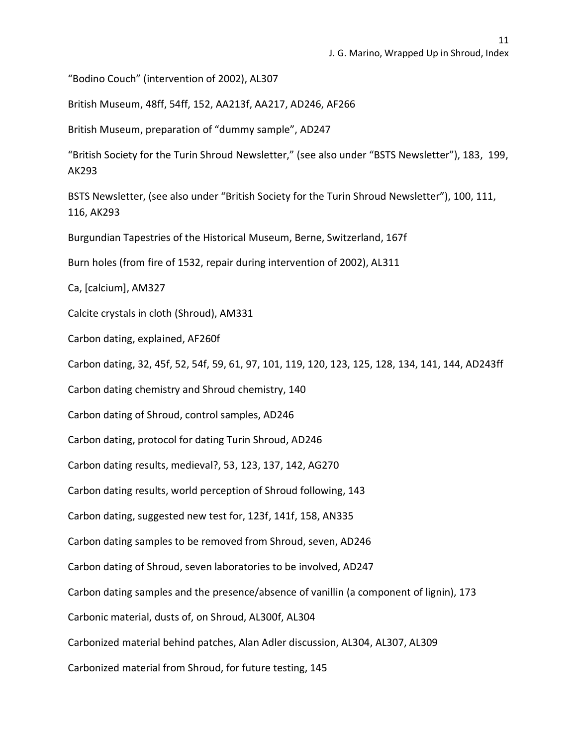"Bodino Couch" (intervention of 2002), AL307

British Museum, 48ff, 54ff, 152, AA213f, AA217, AD246, AF266

British Museum, preparation of "dummy sample", AD247

"British Society for the Turin Shroud Newsletter," (see also under "BSTS Newsletter"), 183, 199, AK293

BSTS Newsletter, (see also under "British Society for the Turin Shroud Newsletter"), 100, 111, 116, AK293

Burgundian Tapestries of the Historical Museum, Berne, Switzerland, 167f

Burn holes (from fire of 1532, repair during intervention of 2002), AL311

Ca, [calcium], AM327

Calcite crystals in cloth (Shroud), AM331

Carbon dating, explained, AF260f

Carbon dating, 32, 45f, 52, 54f, 59, 61, 97, 101, 119, 120, 123, 125, 128, 134, 141, 144, AD243ff

Carbon dating chemistry and Shroud chemistry, 140

Carbon dating of Shroud, control samples, AD246

Carbon dating, protocol for dating Turin Shroud, AD246

Carbon dating results, medieval?, 53, 123, 137, 142, AG270

Carbon dating results, world perception of Shroud following, 143

Carbon dating, suggested new test for, 123f, 141f, 158, AN335

Carbon dating samples to be removed from Shroud, seven, AD246

Carbon dating of Shroud, seven laboratories to be involved, AD247

Carbon dating samples and the presence/absence of vanillin (a component of lignin), 173

Carbonic material, dusts of, on Shroud, AL300f, AL304

Carbonized material behind patches, Alan Adler discussion, AL304, AL307, AL309

Carbonized material from Shroud, for future testing, 145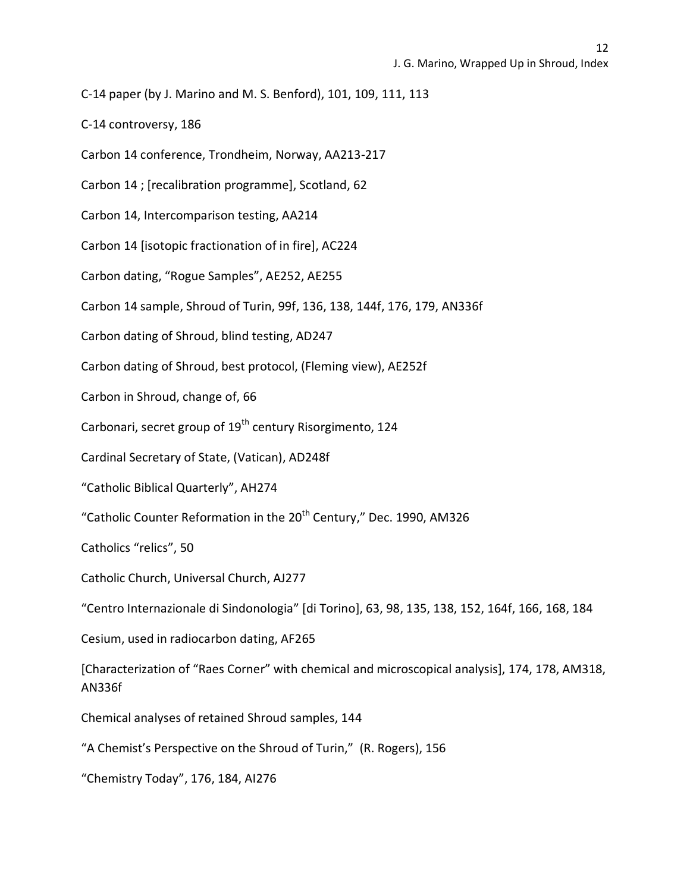C-14 paper (by J. Marino and M. S. Benford), 101, 109, 111, 113

C-14 controversy, 186

Carbon 14 conference, Trondheim, Norway, AA213-217

Carbon 14 ; [recalibration programme], Scotland, 62

Carbon 14, Intercomparison testing, AA214

Carbon 14 [isotopic fractionation of in fire], AC224

Carbon dating, "Rogue Samples", AE252, AE255

Carbon 14 sample, Shroud of Turin, 99f, 136, 138, 144f, 176, 179, AN336f

Carbon dating of Shroud, blind testing, AD247

Carbon dating of Shroud, best protocol, (Fleming view), AE252f

Carbon in Shroud, change of, 66

Carbonari, secret group of 19th century Risorgimento, 124

Cardinal Secretary of State, (Vatican), AD248f

"Catholic Biblical Quarterly", AH274

"Catholic Counter Reformation in the 20th Century," Dec. 1990, AM326

Catholics "relics", 50

Catholic Church, Universal Church, AJ277

"Centro Internazionale di Sindonologia" [di Torino], 63, 98, 135, 138, 152, 164f, 166, 168, 184

Cesium, used in radiocarbon dating, AF265

[Characterization of "Raes Corner" with chemical and microscopical analysis], 174, 178, AM318, AN336f

Chemical analyses of retained Shroud samples, 144

"A Chemist's Perspective on the Shroud of Turin," (R. Rogers), 156

"Chemistry Today", 176, 184, AI276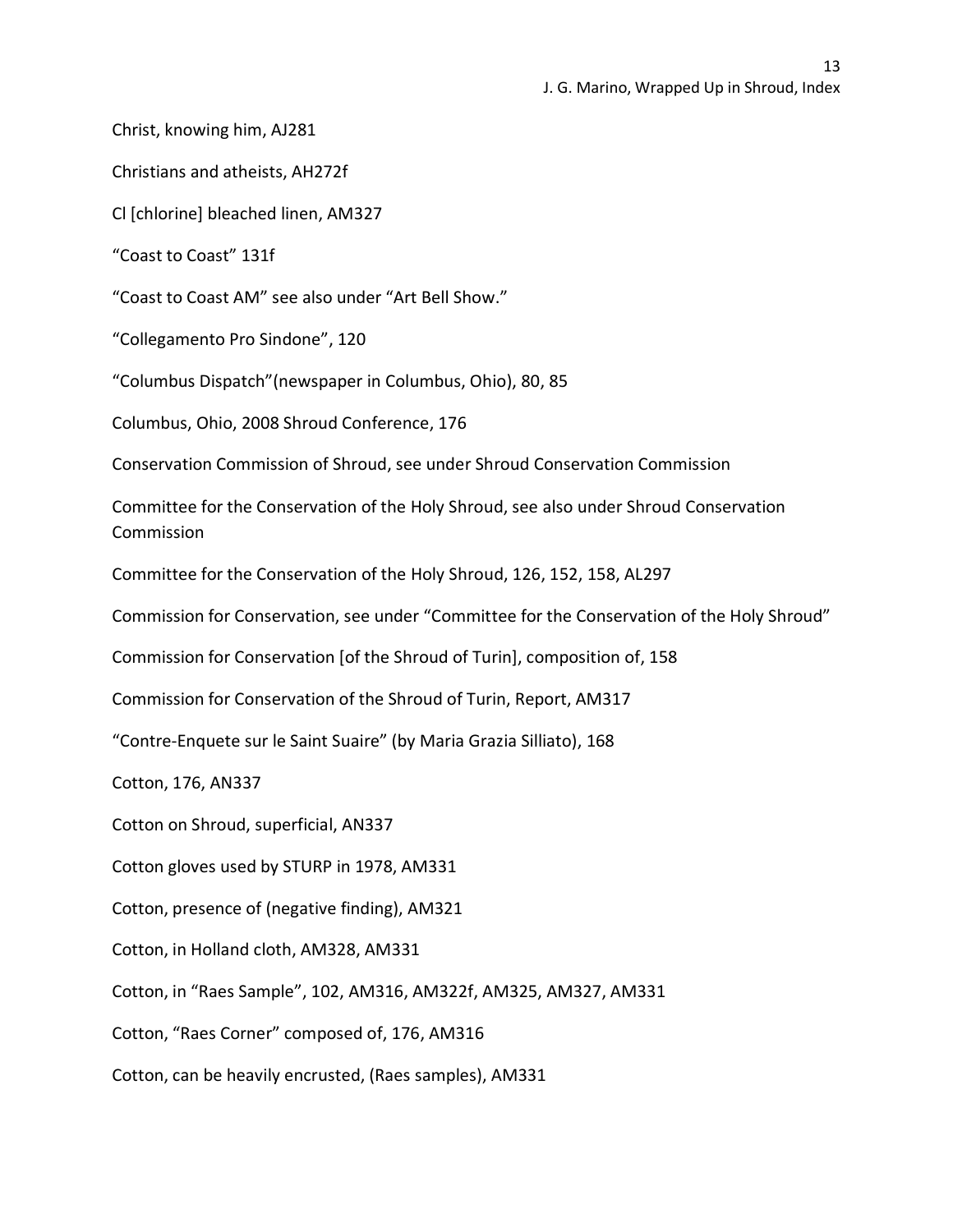Christ, knowing him, AJ281

Christians and atheists, AH272f

Cl [chlorine] bleached linen, AM327

“Coast to Coast” 131f

“Coast to Coast AM” see also under “Art Bell Show.”

“Collegamento Pro Sindone”, 120

“Columbus Dispatch”(newspaper in Columbus, Ohio), 80, 85

Columbus, Ohio, 2008 Shroud Conference, 176

Conservation Commission of Shroud, see under Shroud Conservation Commission

Committee for the Conservation of the Holy Shroud, see also under Shroud Conservation Commission

Committee for the Conservation of the Holy Shroud, 126, 152, 158, AL297

Commission for Conservation, see under “Committee for the Conservation of the Holy Shroud”

Commission for Conservation [of the Shroud of Turin], composition of, 158

Commission for Conservation of the Shroud of Turin, Report, AM317

“Contre-Enquete sur le Saint Suaire” (by Maria Grazia Silliato), 168

Cotton, 176, AN337

Cotton on Shroud, superficial, AN337

Cotton gloves used by STURP in 1978, AM331

Cotton, presence of (negative finding), AM321

Cotton, in Holland cloth, AM328, AM331

Cotton, in “Raes Sample”, 102, AM316, AM322f, AM325, AM327, AM331

Cotton, “Raes Corner” composed of, 176, AM316

Cotton, can be heavily encrusted, (Raes samples), AM331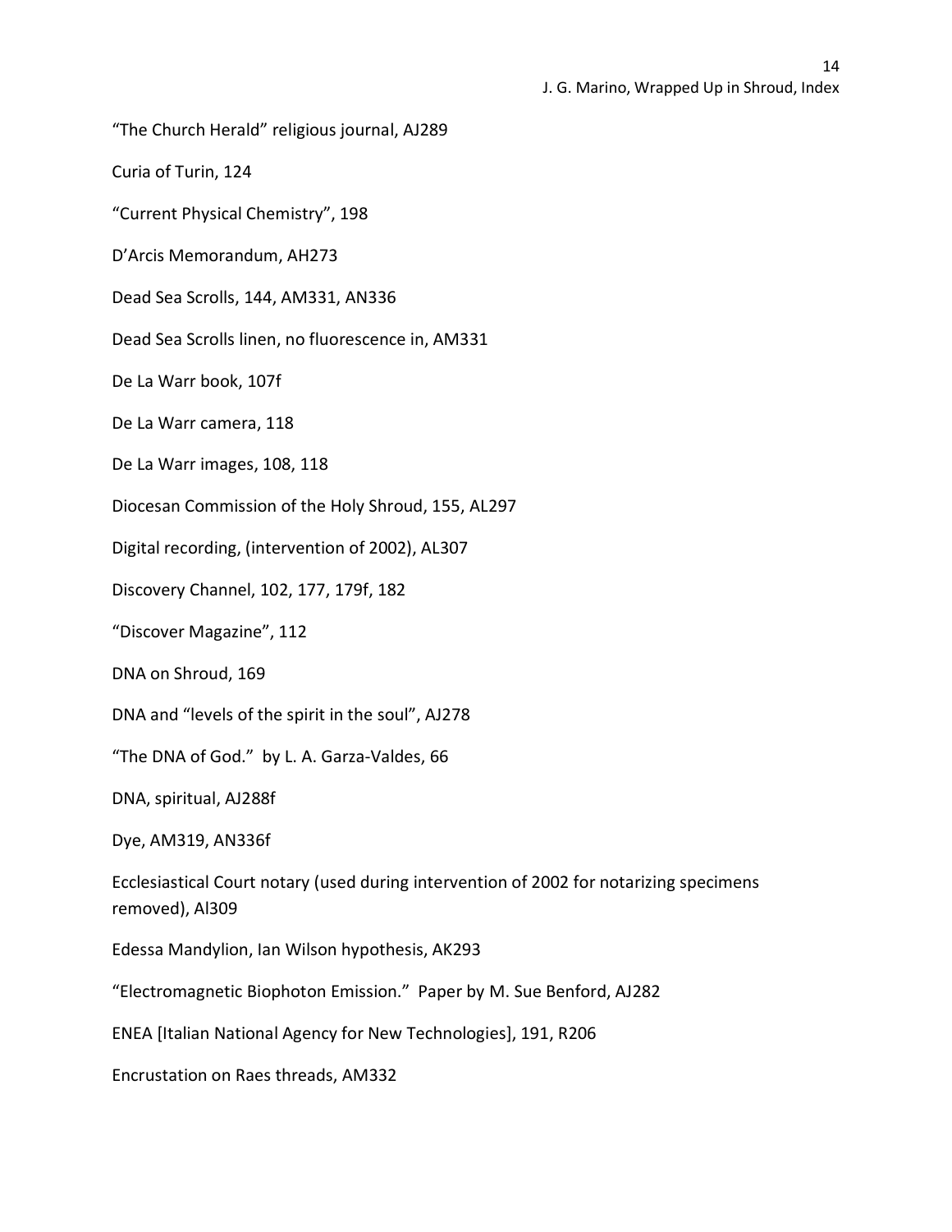“The Church Herald” religious journal, AJ289

Curia of Turin, 124

“Current Physical Chemistry”, 198

D’Arcis Memorandum, AH273

Dead Sea Scrolls, 144, AM331, AN336

Dead Sea Scrolls linen, no fluorescence in, AM331

De La Warr book, 107f

De La Warr camera, 118

De La Warr images, 108, 118

Diocesan Commission of the Holy Shroud, 155, AL297

Digital recording, (intervention of 2002), AL307

Discovery Channel, 102, 177, 179f, 182

“Discover Magazine”, 112

DNA on Shroud, 169

DNA and “levels of the spirit in the soul”, AJ278

“The DNA of God.” by L. A. Garza-Valdes, 66

DNA, spiritual, AJ288f

Dye, AM319, AN336f

Ecclesiastical Court notary (used during intervention of 2002 for notarizing specimens removed), Al309

Edessa Mandylion, Ian Wilson hypothesis, AK293

“Electromagnetic Biophoton Emission.” Paper by M. Sue Benford, AJ282

ENEA [Italian National Agency for New Technologies], 191, R206

Encrustation on Raes threads, AM332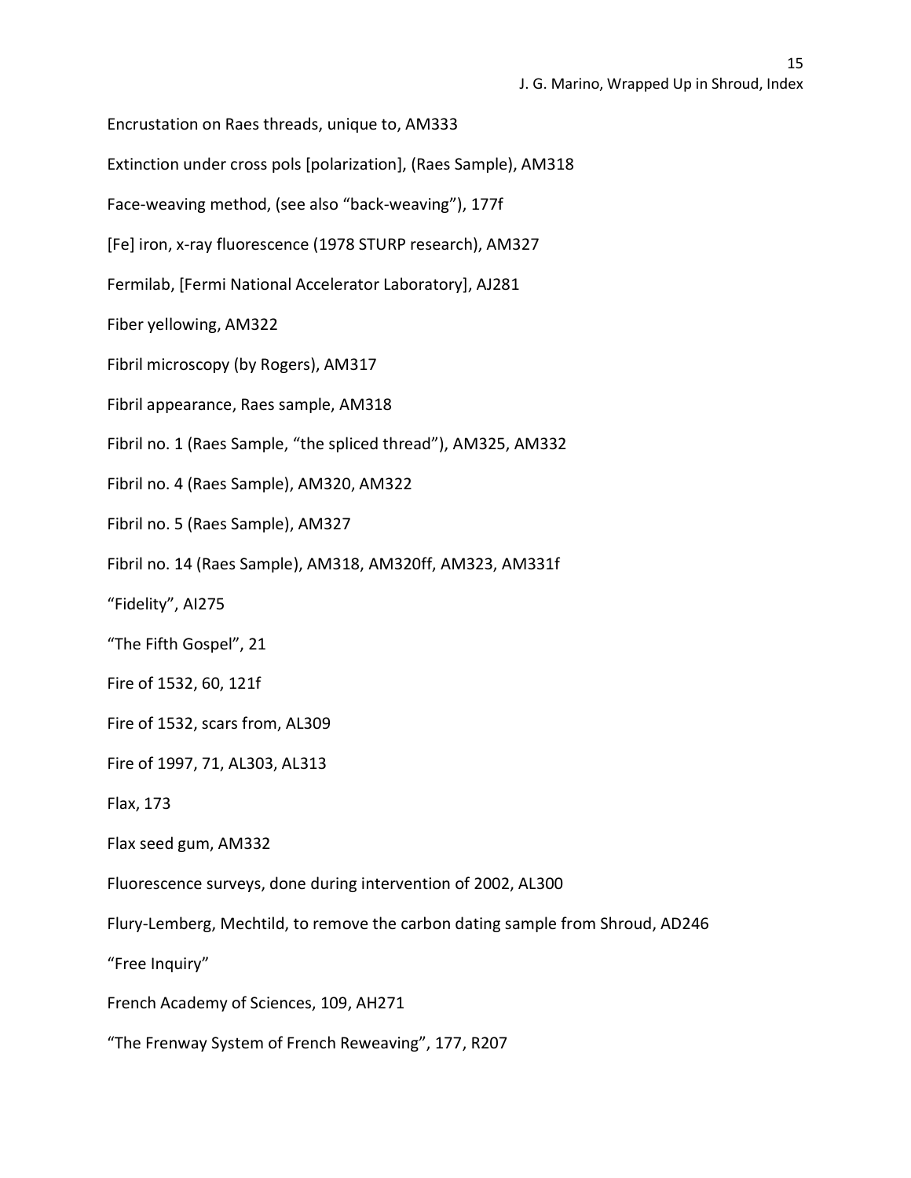Encrustation on Raes threads, unique to, AM333

Extinction under cross pols [polarization], (Raes Sample), AM318

Face-weaving method, (see also "back-weaving"), 177f

[Fe] iron, x-ray fluorescence (1978 STURP research), AM327

Fermilab, [Fermi National Accelerator Laboratory], AJ281

Fiber yellowing, AM322

Fibril microscopy (by Rogers), AM317

Fibril appearance, Raes sample, AM318

Fibril no. 1 (Raes Sample, "the spliced thread"), AM325, AM332

Fibril no. 4 (Raes Sample), AM320, AM322

Fibril no. 5 (Raes Sample), AM327

Fibril no. 14 (Raes Sample), AM318, AM320ff, AM323, AM331f

"Fidelity", AI275

"The Fifth Gospel", 21

Fire of 1532, 60, 121f

Fire of 1532, scars from, AL309

Fire of 1997, 71, AL303, AL313

Flax, 173

Flax seed gum, AM332

Fluorescence surveys, done during intervention of 2002, AL300

Flury-Lemberg, Mechtild, to remove the carbon dating sample from Shroud, AD246

"Free Inquiry"

French Academy of Sciences, 109, AH271

"The Frenway System of French Reweaving", 177, R207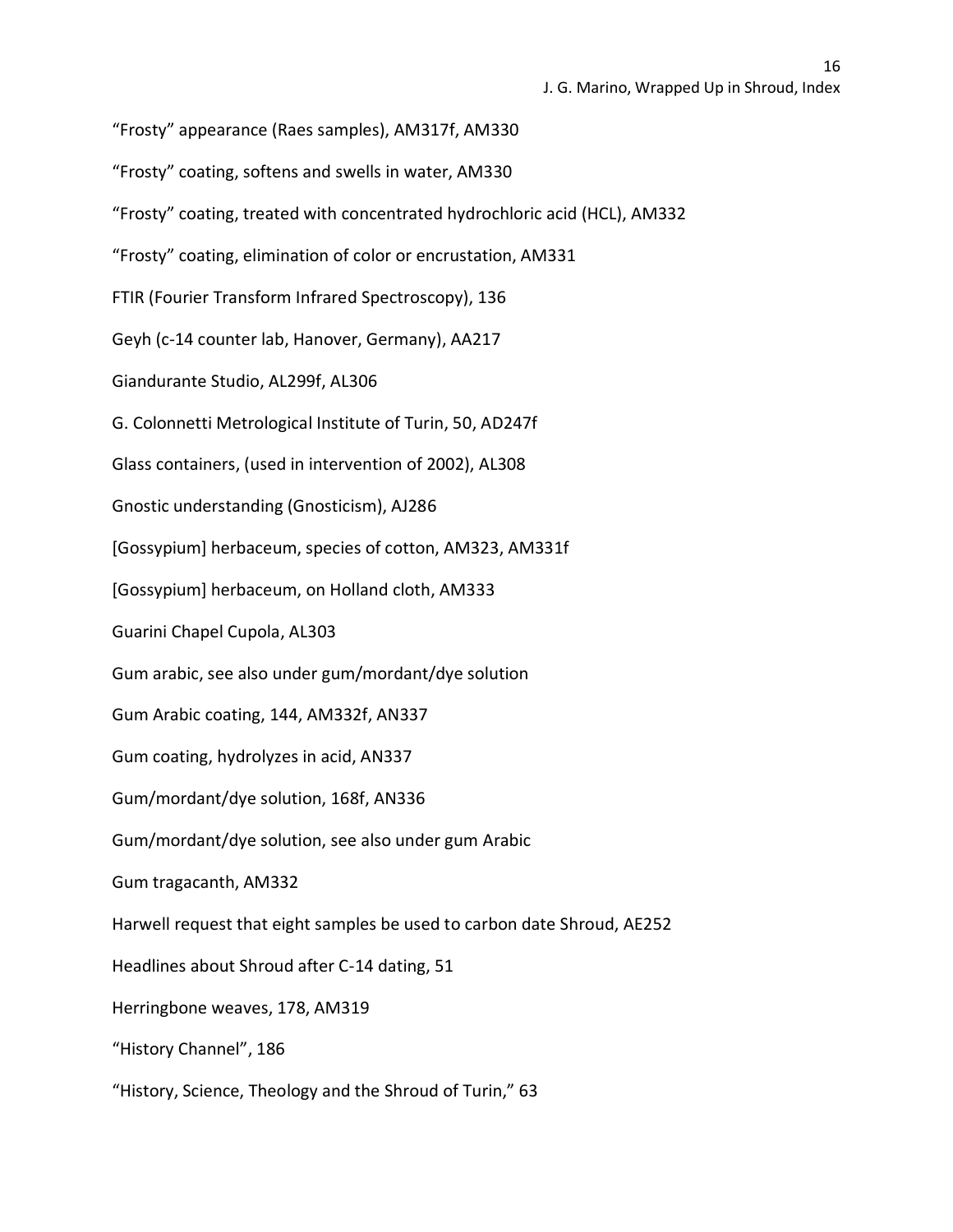“Frosty” appearance (Raes samples), AM317f, AM330

“Frosty” coating, softens and swells in water, AM330

“Frosty” coating, treated with concentrated hydrochloric acid (HCL), AM332

“Frosty” coating, elimination of color or encrustation, AM331

FTIR (Fourier Transform Infrared Spectroscopy), 136

Geyh (c-14 counter lab, Hanover, Germany), AA217

Giandurante Studio, AL299f, AL306

G. Colonnetti Metrological Institute of Turin, 50, AD247f

Glass containers, (used in intervention of 2002), AL308

Gnostic understanding (Gnosticism), AJ286

[Gossypium] herbaceum, species of cotton, AM323, AM331f

[Gossypium] herbaceum, on Holland cloth, AM333

Guarini Chapel Cupola, AL303

Gum arabic, see also under gum/mordant/dye solution

Gum Arabic coating, 144, AM332f, AN337

Gum coating, hydrolyzes in acid, AN337

Gum/mordant/dye solution, 168f, AN336

Gum/mordant/dye solution, see also under gum Arabic

Gum tragacanth, AM332

Harwell request that eight samples be used to carbon date Shroud, AE252

Headlines about Shroud after C-14 dating, 51

Herringbone weaves, 178, AM319

“History Channel”, 186

“History, Science, Theology and the Shroud of Turin,” 63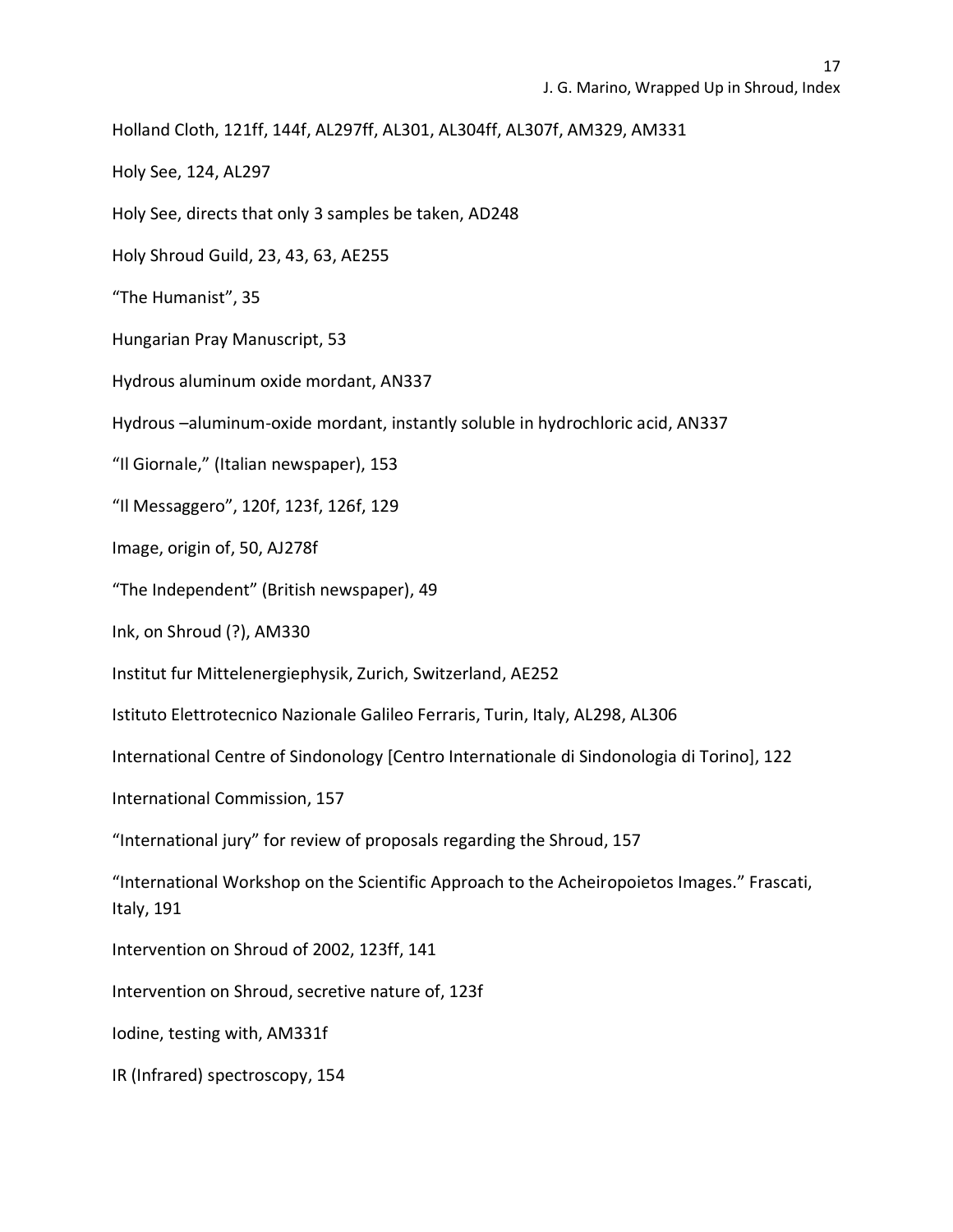Holland Cloth, 121ff, 144f, AL297ff, AL301, AL304ff, AL307f, AM329, AM331

Holy See, 124, AL297

Holy See, directs that only 3 samples be taken, AD248

Holy Shroud Guild, 23, 43, 63, AE255

“The Humanist”, 35

Hungarian Pray Manuscript, 53

Hydrous aluminum oxide mordant, AN337

Hydrous –aluminum-oxide mordant, instantly soluble in hydrochloric acid, AN337

“Il Giornale,” (Italian newspaper), 153

“Il Messaggero”, 120f, 123f, 126f, 129

Image, origin of, 50, AJ278f

“The Independent” (British newspaper), 49

Ink, on Shroud (?), AM330

Institut fur Mittelenergiephysik, Zurich, Switzerland, AE252

Istituto Elettrotecnico Nazionale Galileo Ferraris, Turin, Italy, AL298, AL306

International Centre of Sindonology [Centro Internationale di Sindonologia di Torino], 122

International Commission, 157

“International jury” for review of proposals regarding the Shroud, 157

“International Workshop on the Scientific Approach to the Acheiropoietos Images.” Frascati, Italy, 191

Intervention on Shroud of 2002, 123ff, 141

Intervention on Shroud, secretive nature of, 123f

Iodine, testing with, AM331f

IR (Infrared) spectroscopy, 154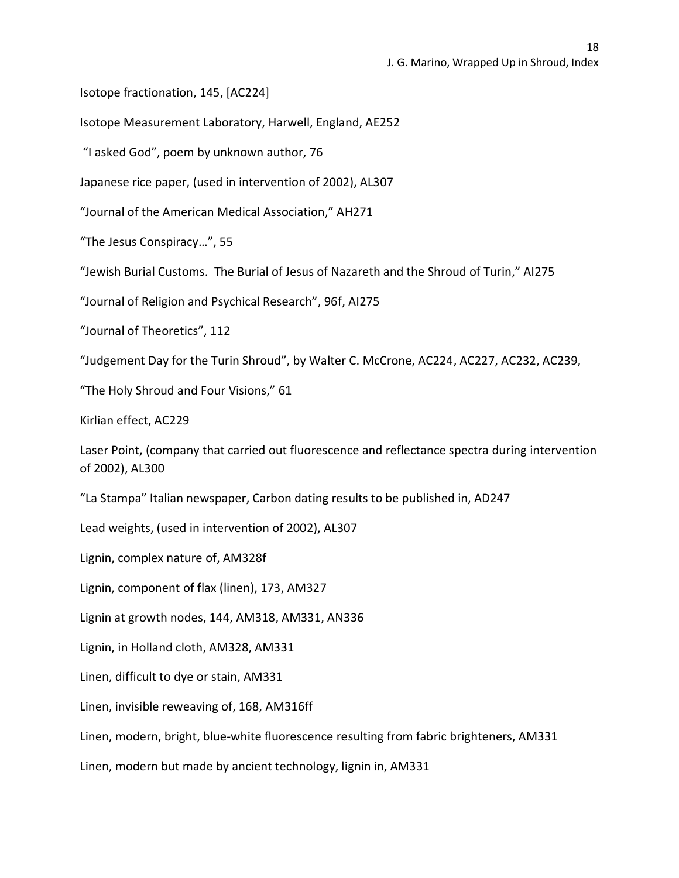Isotope fractionation, 145, [AC224]

Isotope Measurement Laboratory, Harwell, England, AE252

"I asked God", poem by unknown author, 76

Japanese rice paper, (used in intervention of 2002), AL307

"Journal of the American Medical Association," AH271

"The Jesus Conspiracy…", 55

"Jewish Burial Customs. The Burial of Jesus of Nazareth and the Shroud of Turin," AI275

"Journal of Religion and Psychical Research", 96f, AI275

"Journal of Theoretics", 112

"Judgement Day for the Turin Shroud", by Walter C. McCrone, AC224, AC227, AC232, AC239,

"The Holy Shroud and Four Visions," 61

Kirlian effect, AC229

Laser Point, (company that carried out fluorescence and reflectance spectra during intervention of 2002), AL300

"La Stampa" Italian newspaper, Carbon dating results to be published in, AD247

Lead weights, (used in intervention of 2002), AL307

Lignin, complex nature of, AM328f

Lignin, component of flax (linen), 173, AM327

Lignin at growth nodes, 144, AM318, AM331, AN336

Lignin, in Holland cloth, AM328, AM331

Linen, difficult to dye or stain, AM331

Linen, invisible reweaving of, 168, AM316ff

Linen, modern, bright, blue-white fluorescence resulting from fabric brighteners, AM331

Linen, modern but made by ancient technology, lignin in, AM331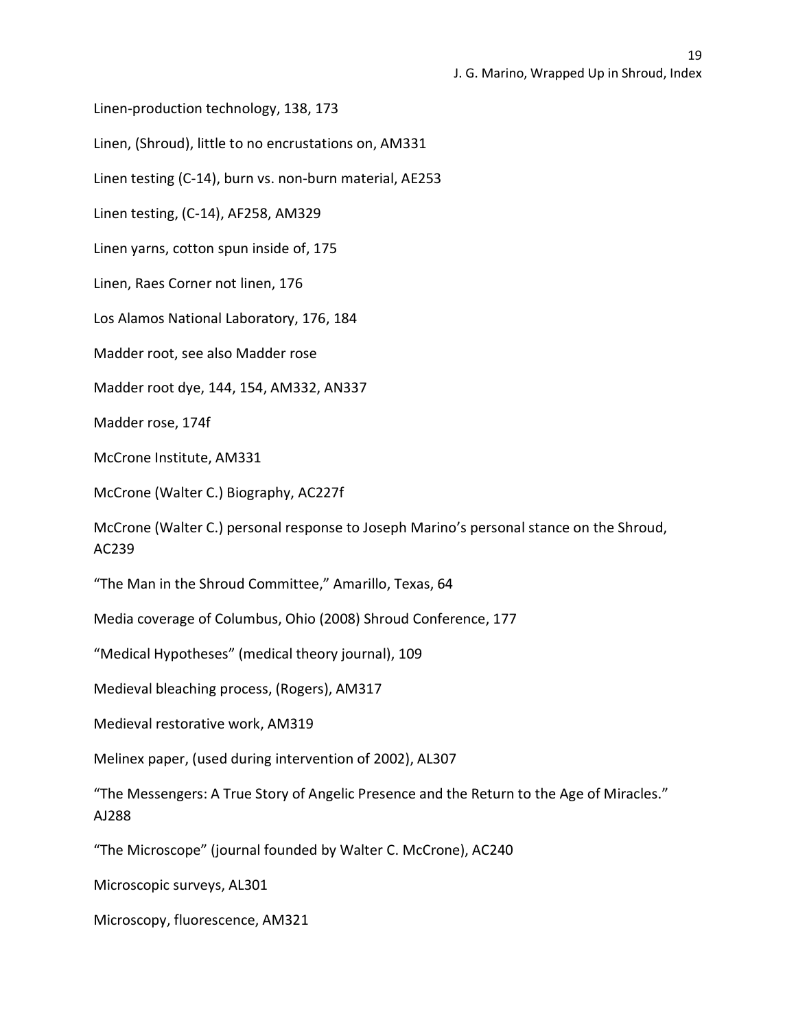Linen-production technology, 138, 173

Linen, (Shroud), little to no encrustations on, AM331

Linen testing (C-14), burn vs. non-burn material, AE253

Linen testing, (C-14), AF258, AM329

Linen yarns, cotton spun inside of, 175

Linen, Raes Corner not linen, 176

Los Alamos National Laboratory, 176, 184

Madder root, see also Madder rose

Madder root dye, 144, 154, AM332, AN337

Madder rose, 174f

McCrone Institute, AM331

McCrone (Walter C.) Biography, AC227f

McCrone (Walter C.) personal response to Joseph Marino's personal stance on the Shroud, AC239

"The Man in the Shroud Committee," Amarillo, Texas, 64

Media coverage of Columbus, Ohio (2008) Shroud Conference, 177

"Medical Hypotheses" (medical theory journal), 109

Medieval bleaching process, (Rogers), AM317

Medieval restorative work, AM319

Melinex paper, (used during intervention of 2002), AL307

"The Messengers: A True Story of Angelic Presence and the Return to the Age of Miracles." AJ288

"The Microscope" (journal founded by Walter C. McCrone), AC240

Microscopic surveys, AL301

Microscopy, fluorescence, AM321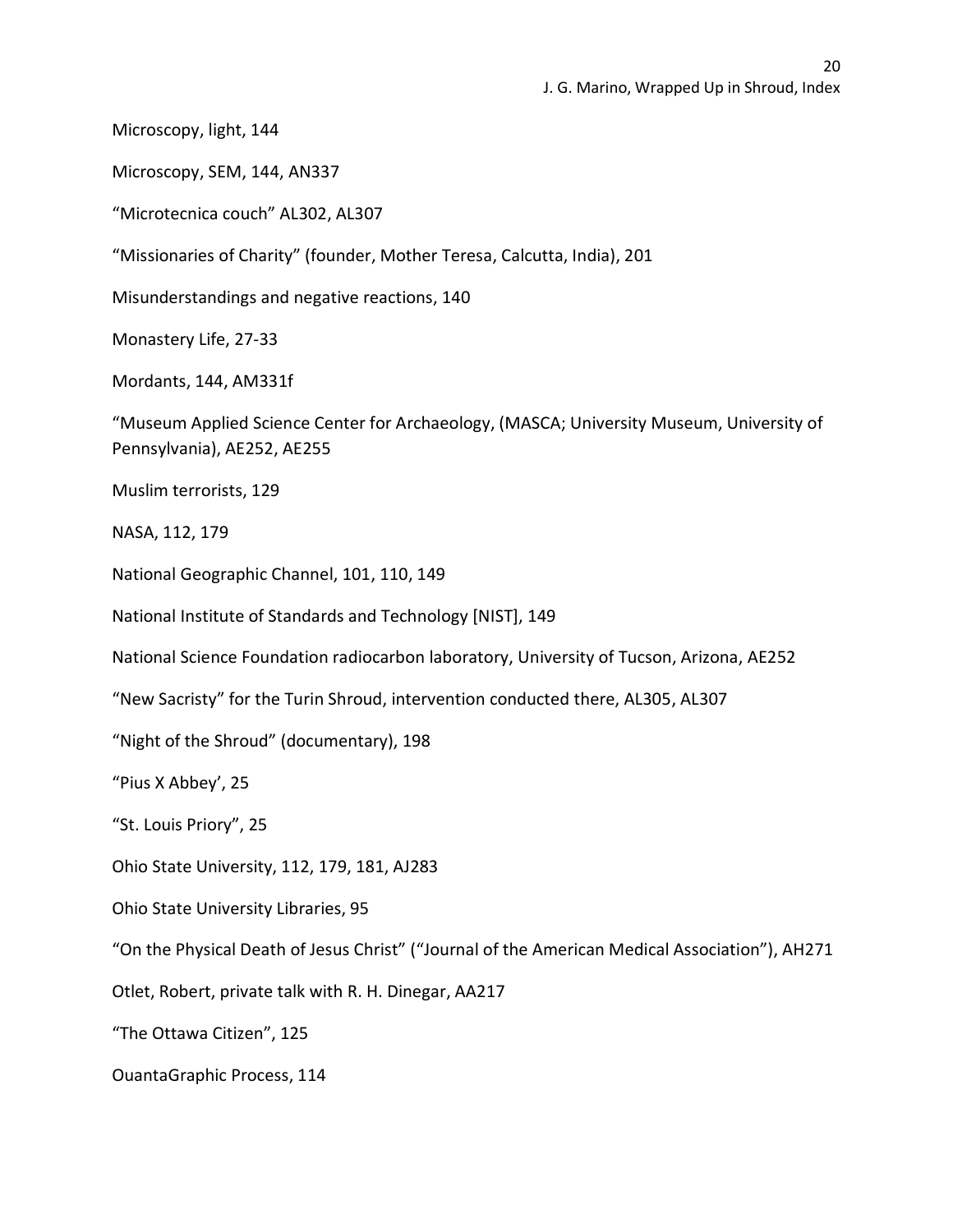Microscopy, light, 144

Microscopy, SEM, 144, AN337

“Microtecnica couch” AL302, AL307

“Missionaries of Charity” (founder, Mother Teresa, Calcutta, India), 201

Misunderstandings and negative reactions, 140

Monastery Life, 27-33

Mordants, 144, AM331f

“Museum Applied Science Center for Archaeology, (MASCA; University Museum, University of Pennsylvania), AE252, AE255

Muslim terrorists, 129

NASA, 112, 179

National Geographic Channel, 101, 110, 149

National Institute of Standards and Technology [NIST], 149

National Science Foundation radiocarbon laboratory, University of Tucson, Arizona, AE252

“New Sacristy” for the Turin Shroud, intervention conducted there, AL305, AL307

“Night of the Shroud” (documentary), 198

“Pius X Abbey’, 25

“St. Louis Priory”, 25

Ohio State University, 112, 179, 181, AJ283

Ohio State University Libraries, 95

“On the Physical Death of Jesus Christ” (“Journal of the American Medical Association”), AH271

Otlet, Robert, private talk with R. H. Dinegar, AA217

“The Ottawa Citizen”, 125

OuantaGraphic Process, 114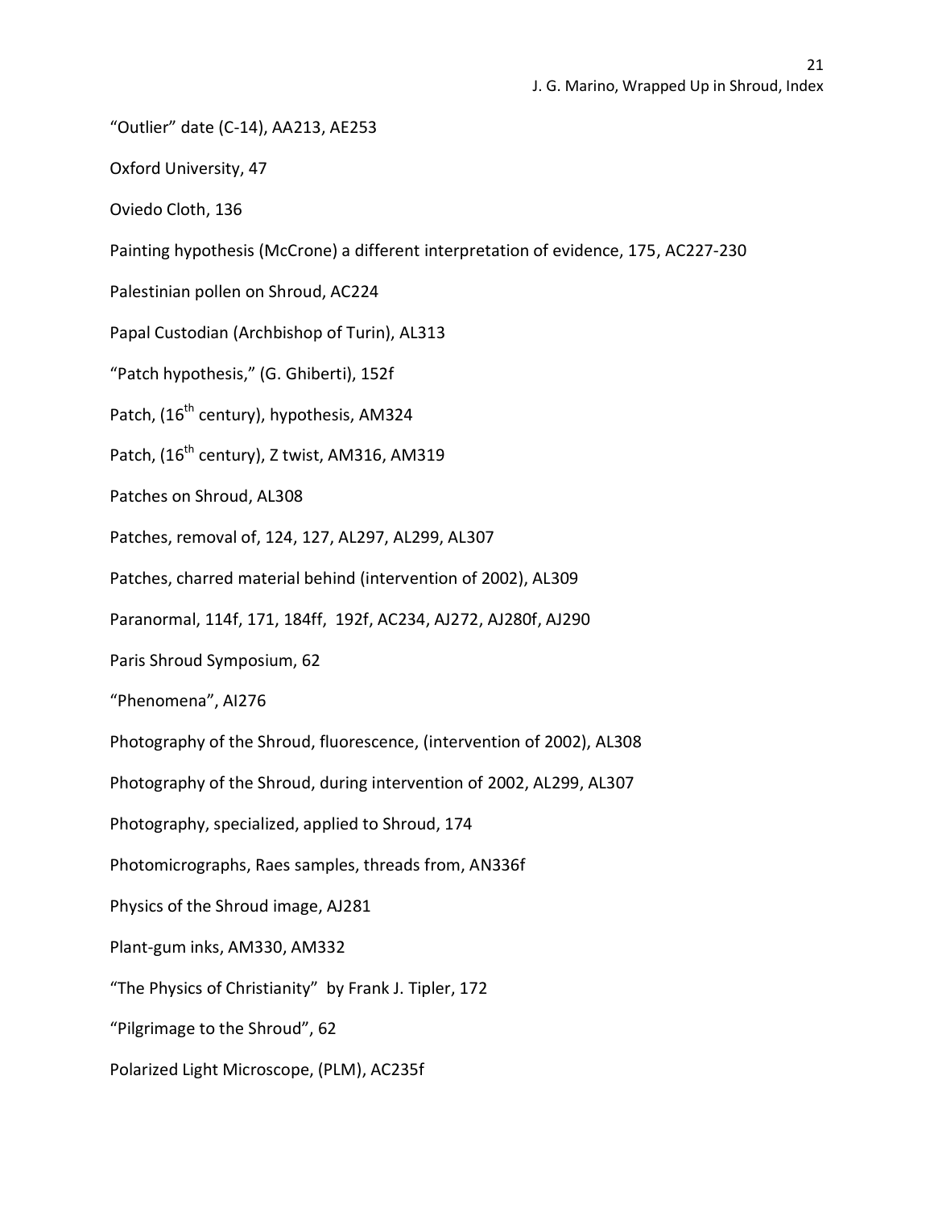“Outlier” date (C-14), AA213, AE253

Oxford University, 47

Oviedo Cloth, 136

Painting hypothesis (McCrone) a different interpretation of evidence, 175, AC227-230

Palestinian pollen on Shroud, AC224

Papal Custodian (Archbishop of Turin), AL313

“Patch hypothesis,” (G. Ghiberti), 152f

Patch, (16th century), hypothesis, AM324

Patch, (16th century), Z twist, AM316, AM319

Patches on Shroud, AL308

Patches, removal of, 124, 127, AL297, AL299, AL307

Patches, charred material behind (intervention of 2002), AL309

Paranormal, 114f, 171, 184ff, 192f, AC234, AJ272, AJ280f, AJ290

Paris Shroud Symposium, 62

“Phenomena”, AI276

Photography of the Shroud, fluorescence, (intervention of 2002), AL308

Photography of the Shroud, during intervention of 2002, AL299, AL307

Photography, specialized, applied to Shroud, 174

Photomicrographs, Raes samples, threads from, AN336f

Physics of the Shroud image, AJ281

Plant-gum inks, AM330, AM332

“The Physics of Christianity” by Frank J. Tipler, 172

“Pilgrimage to the Shroud”, 62

Polarized Light Microscope, (PLM), AC235f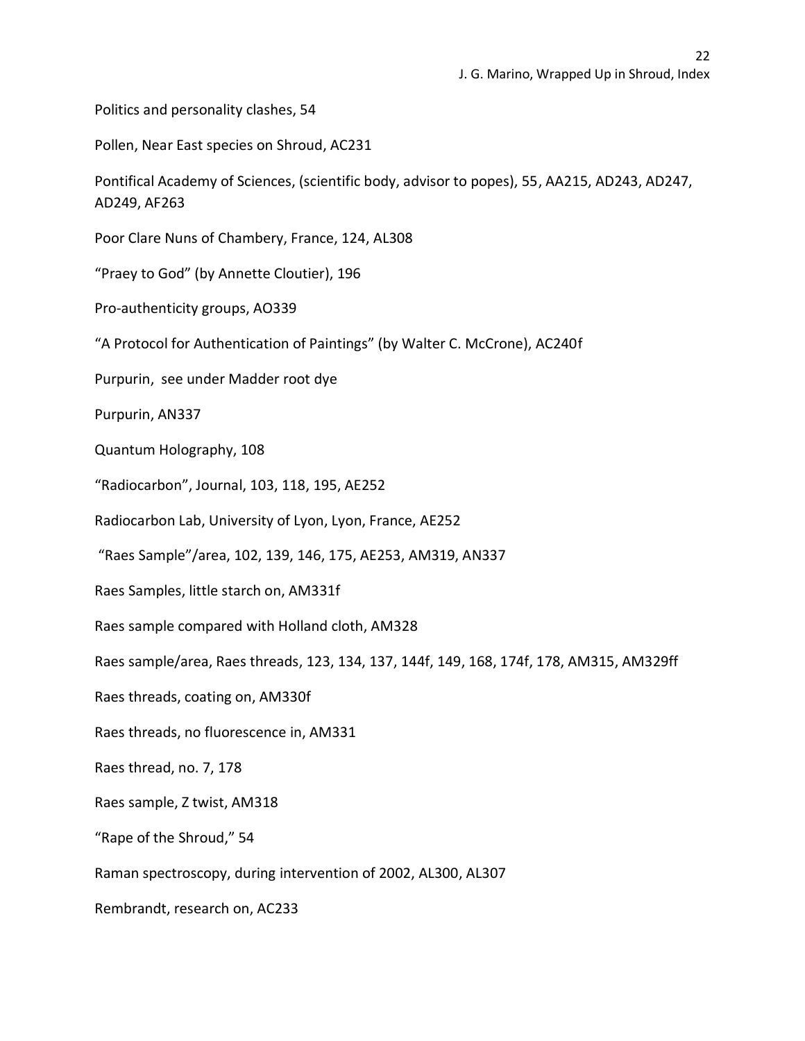Politics and personality clashes, 54

Pollen, Near East species on Shroud, AC231

Pontifical Academy of Sciences, (scientific body, advisor to popes), 55, AA215, AD243, AD247, AD249, AF263

Poor Clare Nuns of Chambery, France, 124, AL308

"Praey to God" (by Annette Cloutier), 196

Pro-authenticity groups, AO339

"A Protocol for Authentication of Paintings" (by Walter C. McCrone), AC240f

Purpurin, see under Madder root dye

Purpurin, AN337

Quantum Holography, 108

"Radiocarbon", Journal, 103, 118, 195, AE252

Radiocarbon Lab, University of Lyon, Lyon, France, AE252

"Raes Sample"/area, 102, 139, 146, 175, AE253, AM319, AN337

Raes Samples, little starch on, AM331f

Raes sample compared with Holland cloth, AM328

Raes sample/area, Raes threads, 123, 134, 137, 144f, 149, 168, 174f, 178, AM315, AM329ff

Raes threads, coating on, AM330f

Raes threads, no fluorescence in, AM331

Raes thread, no. 7, 178

Raes sample, Z twist, AM318

"Rape of the Shroud," 54

Raman spectroscopy, during intervention of 2002, AL300, AL307

Rembrandt, research on, AC233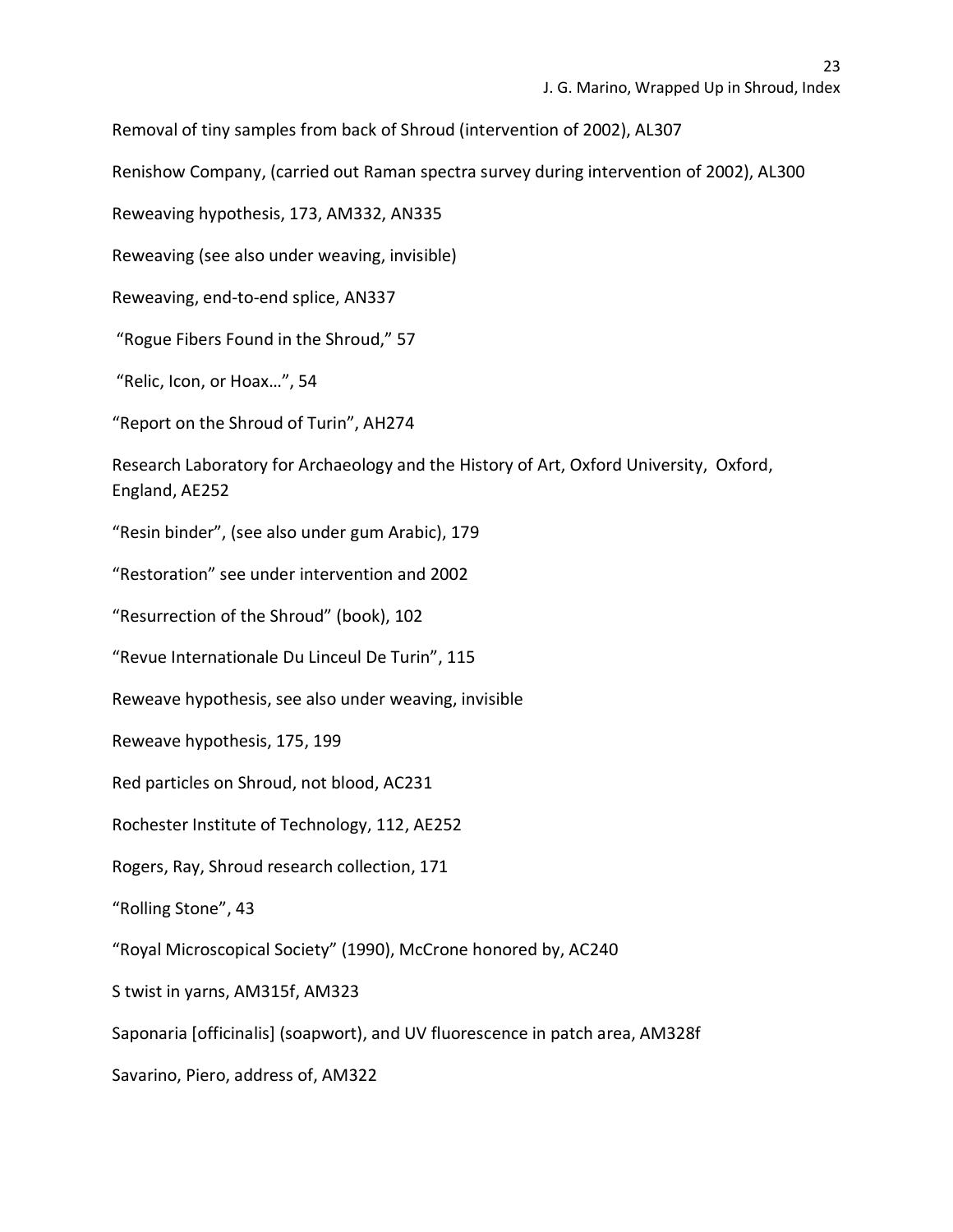Removal of tiny samples from back of Shroud (intervention of 2002), AL307

Renishow Company, (carried out Raman spectra survey during intervention of 2002), AL300

Reweaving hypothesis, 173, AM332, AN335

Reweaving (see also under weaving, invisible)

Reweaving, end-to-end splice, AN337

"Rogue Fibers Found in the Shroud," 57

"Relic, Icon, or Hoax…", 54

"Report on the Shroud of Turin", AH274

Research Laboratory for Archaeology and the History of Art, Oxford University, Oxford, England, AE252

"Resin binder", (see also under gum Arabic), 179

"Restoration" see under intervention and 2002

"Resurrection of the Shroud" (book), 102

"Revue Internationale Du Linceul De Turin", 115

Reweave hypothesis, see also under weaving, invisible

Reweave hypothesis, 175, 199

Red particles on Shroud, not blood, AC231

Rochester Institute of Technology, 112, AE252

Rogers, Ray, Shroud research collection, 171

"Rolling Stone", 43

"Royal Microscopical Society" (1990), McCrone honored by, AC240

S twist in yarns, AM315f, AM323

Saponaria [officinalis] (soapwort), and UV fluorescence in patch area, AM328f

Savarino, Piero, address of, AM322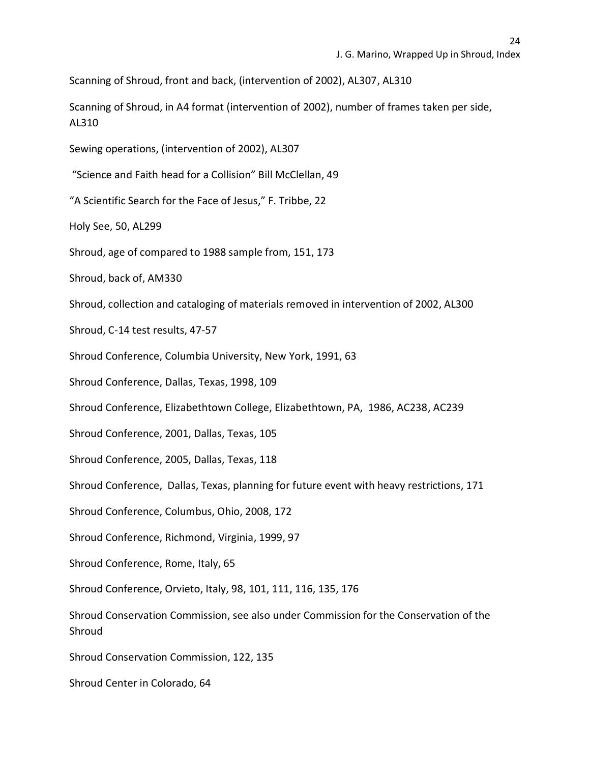Scanning of Shroud, front and back, (intervention of 2002), AL307, AL310

Scanning of Shroud, in A4 format (intervention of 2002), number of frames taken per side, AL310

Sewing operations, (intervention of 2002), AL307

"Science and Faith head for a Collision" Bill McClellan, 49

"A Scientific Search for the Face of Jesus," F. Tribbe, 22

Holy See, 50, AL299

Shroud, age of compared to 1988 sample from, 151, 173

Shroud, back of, AM330

Shroud, collection and cataloging of materials removed in intervention of 2002, AL300

Shroud, C-14 test results, 47-57

Shroud Conference, Columbia University, New York, 1991, 63

Shroud Conference, Dallas, Texas, 1998, 109

Shroud Conference, Elizabethtown College, Elizabethtown, PA, 1986, AC238, AC239

Shroud Conference, 2001, Dallas, Texas, 105

Shroud Conference, 2005, Dallas, Texas, 118

Shroud Conference, Dallas, Texas, planning for future event with heavy restrictions, 171

Shroud Conference, Columbus, Ohio, 2008, 172

Shroud Conference, Richmond, Virginia, 1999, 97

Shroud Conference, Rome, Italy, 65

Shroud Conference, Orvieto, Italy, 98, 101, 111, 116, 135, 176

Shroud Conservation Commission, see also under Commission for the Conservation of the Shroud

Shroud Conservation Commission, 122, 135

Shroud Center in Colorado, 64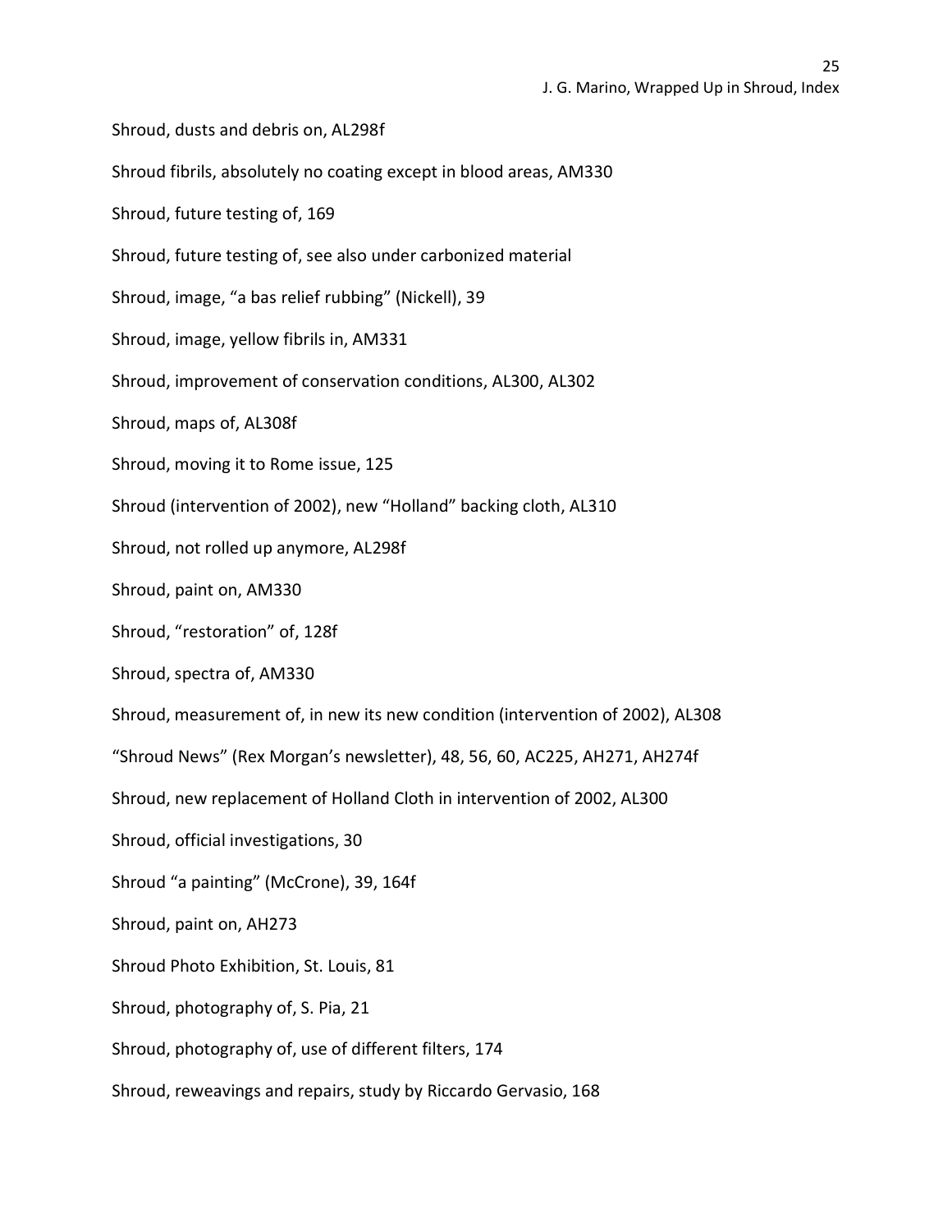Shroud, dusts and debris on, AL298f

Shroud fibrils, absolutely no coating except in blood areas, AM330

Shroud, future testing of, 169

Shroud, future testing of, see also under carbonized material

Shroud, image, “a bas relief rubbing” (Nickell), 39

Shroud, image, yellow fibrils in, AM331

Shroud, improvement of conservation conditions, AL300, AL302

Shroud, maps of, AL308f

Shroud, moving it to Rome issue, 125

Shroud (intervention of 2002), new “Holland” backing cloth, AL310

Shroud, not rolled up anymore, AL298f

Shroud, paint on, AM330

Shroud, “restoration” of, 128f

Shroud, spectra of, AM330

Shroud, measurement of, in new its new condition (intervention of 2002), AL308

“Shroud News” (Rex Morgan’s newsletter), 48, 56, 60, AC225, AH271, AH274f

Shroud, new replacement of Holland Cloth in intervention of 2002, AL300

Shroud, official investigations, 30

Shroud “a painting” (McCrone), 39, 164f

Shroud, paint on, AH273

Shroud Photo Exhibition, St. Louis, 81

Shroud, photography of, S. Pia, 21

Shroud, photography of, use of different filters, 174

Shroud, reweavings and repairs, study by Riccardo Gervasio, 168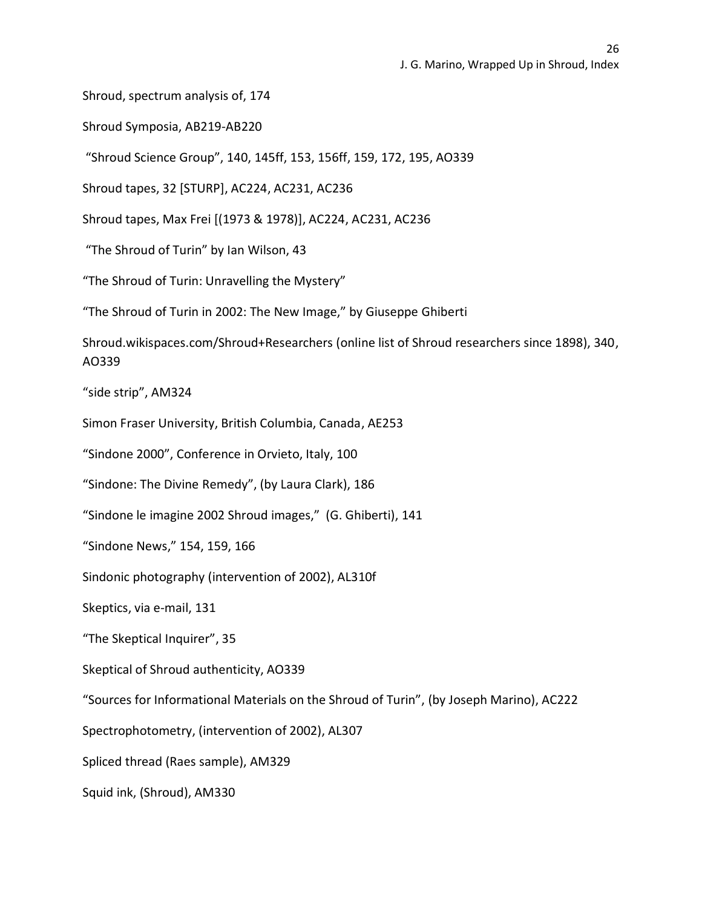Shroud, spectrum analysis of, 174

Shroud Symposia, AB219-AB220

"Shroud Science Group", 140, 145ff, 153, 156ff, 159, 172, 195, AO339

Shroud tapes, 32 [STURP], AC224, AC231, AC236

Shroud tapes, Max Frei [(1973 & 1978)], AC224, AC231, AC236

"The Shroud of Turin" by Ian Wilson, 43

"The Shroud of Turin: Unravelling the Mystery"

"The Shroud of Turin in 2002: The New Image," by Giuseppe Ghiberti

Shroud.wikispaces.com/Shroud+Researchers (online list of Shroud researchers since 1898), 340, AO339

"side strip", AM324

Simon Fraser University, British Columbia, Canada, AE253

"Sindone 2000", Conference in Orvieto, Italy, 100

"Sindone: The Divine Remedy", (by Laura Clark), 186

"Sindone le imagine 2002 Shroud images," (G. Ghiberti), 141

"Sindone News," 154, 159, 166

Sindonic photography (intervention of 2002), AL310f

Skeptics, via e-mail, 131

"The Skeptical Inquirer", 35

Skeptical of Shroud authenticity, AO339

"Sources for Informational Materials on the Shroud of Turin", (by Joseph Marino), AC222

Spectrophotometry, (intervention of 2002), AL307

Spliced thread (Raes sample), AM329

Squid ink, (Shroud), AM330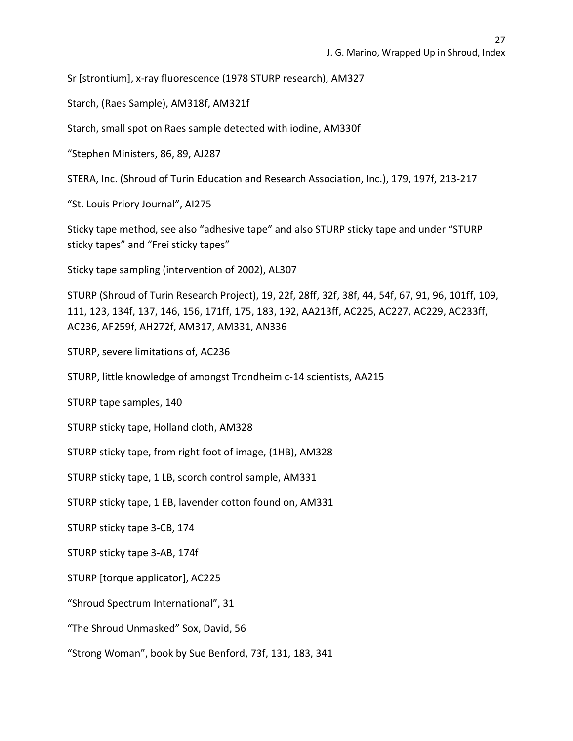Sr [strontium], x-ray fluorescence (1978 STURP research), AM327

Starch, (Raes Sample), AM318f, AM321f

Starch, small spot on Raes sample detected with iodine, AM330f

“Stephen Ministers, 86, 89, AJ287

STERA, Inc. (Shroud of Turin Education and Research Association, Inc.), 179, 197f, 213-217

“St. Louis Priory Journal”, AI275

Sticky tape method, see also “adhesive tape” and also STURP sticky tape and under “STURP sticky tapes” and “Frei sticky tapes”

Sticky tape sampling (intervention of 2002), AL307

STURP (Shroud of Turin Research Project), 19, 22f, 28ff, 32f, 38f, 44, 54f, 67, 91, 96, 101ff, 109, 111, 123, 134f, 137, 146, 156, 171ff, 175, 183, 192, AA213ff, AC225, AC227, AC229, AC233ff, AC236, AF259f, AH272f, AM317, AM331, AN336

STURP, severe limitations of, AC236

STURP, little knowledge of amongst Trondheim c-14 scientists, AA215

STURP tape samples, 140

STURP sticky tape, Holland cloth, AM328

STURP sticky tape, from right foot of image, (1HB), AM328

STURP sticky tape, 1 LB, scorch control sample, AM331

STURP sticky tape, 1 EB, lavender cotton found on, AM331

STURP sticky tape 3-CB, 174

STURP sticky tape 3-AB, 174f

STURP [torque applicator], AC225

“Shroud Spectrum International”, 31

“The Shroud Unmasked” Sox, David, 56

“Strong Woman”, book by Sue Benford, 73f, 131, 183, 341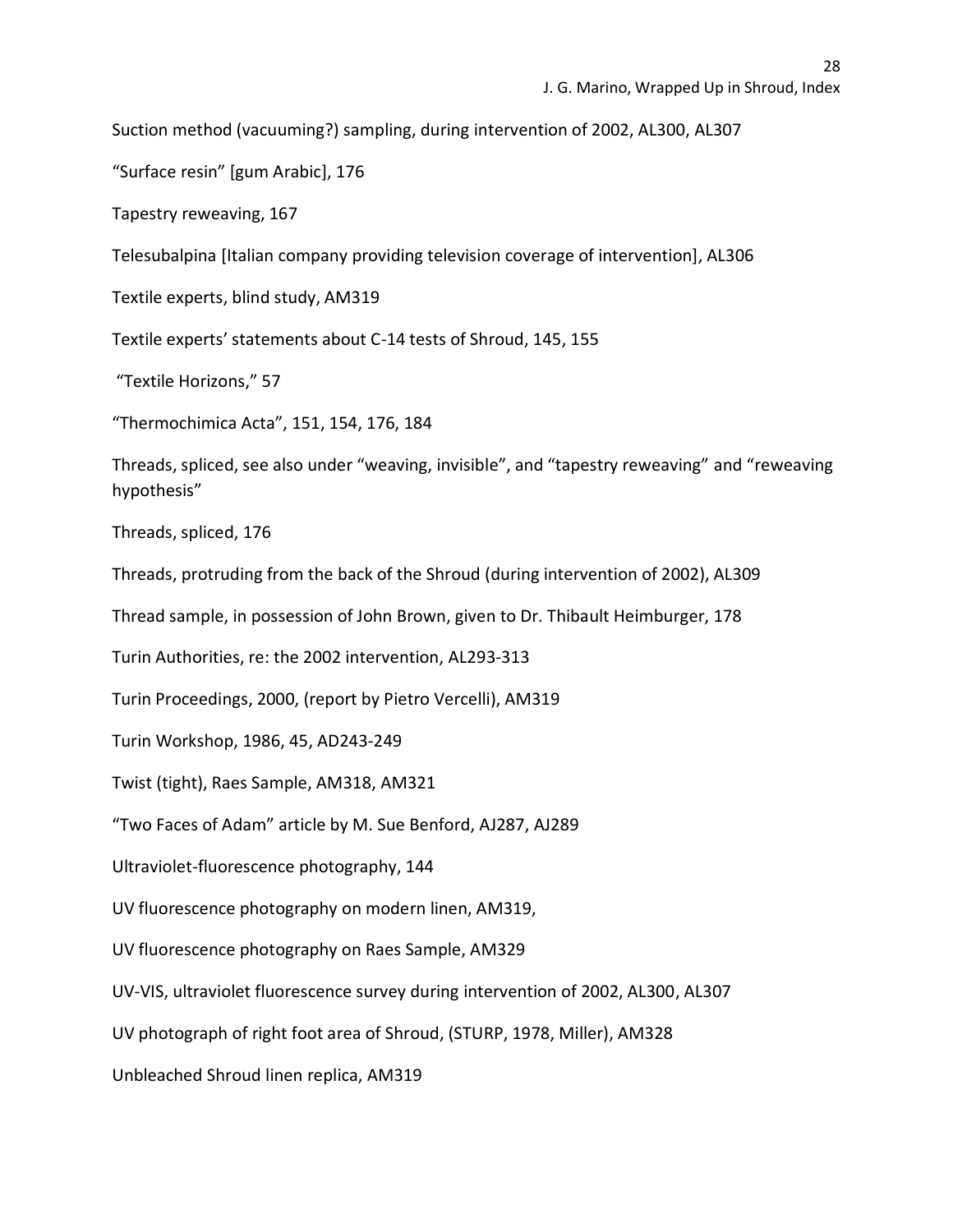Suction method (vacuuming?) sampling, during intervention of 2002, AL300, AL307

“Surface resin” [gum Arabic], 176

Tapestry reweaving, 167

Telesubalpina [Italian company providing television coverage of intervention], AL306

Textile experts, blind study, AM319

Textile experts’ statements about C-14 tests of Shroud, 145, 155

“Textile Horizons,” 57

“Thermochimica Acta”, 151, 154, 176, 184

Threads, spliced, see also under “weaving, invisible”, and “tapestry reweaving” and “reweaving hypothesis”

Threads, spliced, 176

Threads, protruding from the back of the Shroud (during intervention of 2002), AL309

Thread sample, in possession of John Brown, given to Dr. Thibault Heimburger, 178

Turin Authorities, re: the 2002 intervention, AL293-313

Turin Proceedings, 2000, (report by Pietro Vercelli), AM319

Turin Workshop, 1986, 45, AD243-249

Twist (tight), Raes Sample, AM318, AM321

“Two Faces of Adam” article by M. Sue Benford, AJ287, AJ289

Ultraviolet-fluorescence photography, 144

UV fluorescence photography on modern linen, AM319,

UV fluorescence photography on Raes Sample, AM329

UV-VIS, ultraviolet fluorescence survey during intervention of 2002, AL300, AL307

UV photograph of right foot area of Shroud, (STURP, 1978, Miller), AM328

Unbleached Shroud linen replica, AM319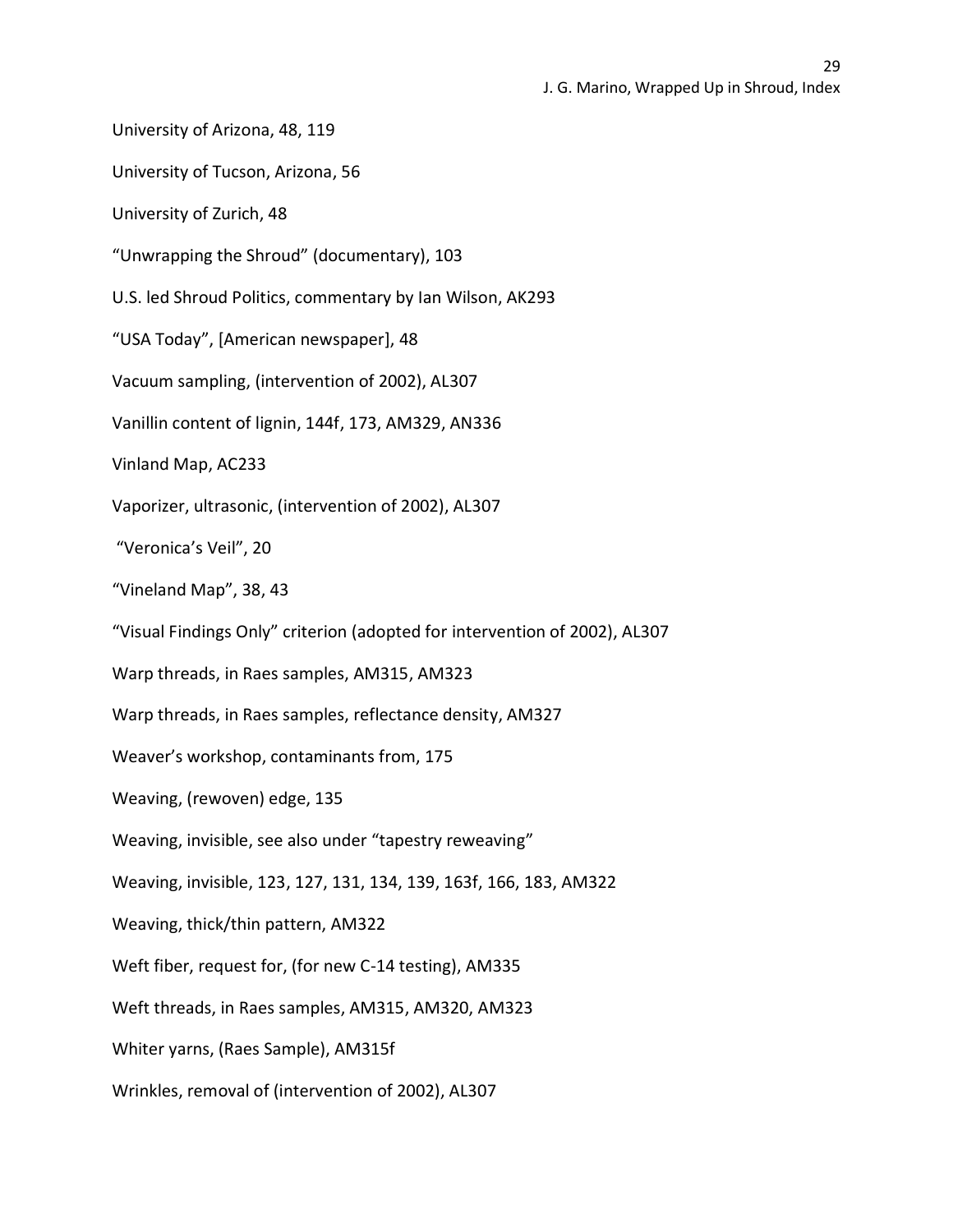University of Arizona, 48, 119

University of Tucson, Arizona, 56

University of Zurich, 48

“Unwrapping the Shroud” (documentary), 103

U.S. led Shroud Politics, commentary by Ian Wilson, AK293

“USA Today”, [American newspaper], 48

Vacuum sampling, (intervention of 2002), AL307

Vanillin content of lignin, 144f, 173, AM329, AN336

Vinland Map, AC233

Vaporizer, ultrasonic, (intervention of 2002), AL307

“Veronica’s Veil”, 20

“Vineland Map”, 38, 43

“Visual Findings Only” criterion (adopted for intervention of 2002), AL307

Warp threads, in Raes samples, AM315, AM323

Warp threads, in Raes samples, reflectance density, AM327

Weaver’s workshop, contaminants from, 175

Weaving, (rewoven) edge, 135

Weaving, invisible, see also under “tapestry reweaving”

Weaving, invisible, 123, 127, 131, 134, 139, 163f, 166, 183, AM322

Weaving, thick/thin pattern, AM322

Weft fiber, request for, (for new C-14 testing), AM335

Weft threads, in Raes samples, AM315, AM320, AM323

Whiter yarns, (Raes Sample), AM315f

Wrinkles, removal of (intervention of 2002), AL307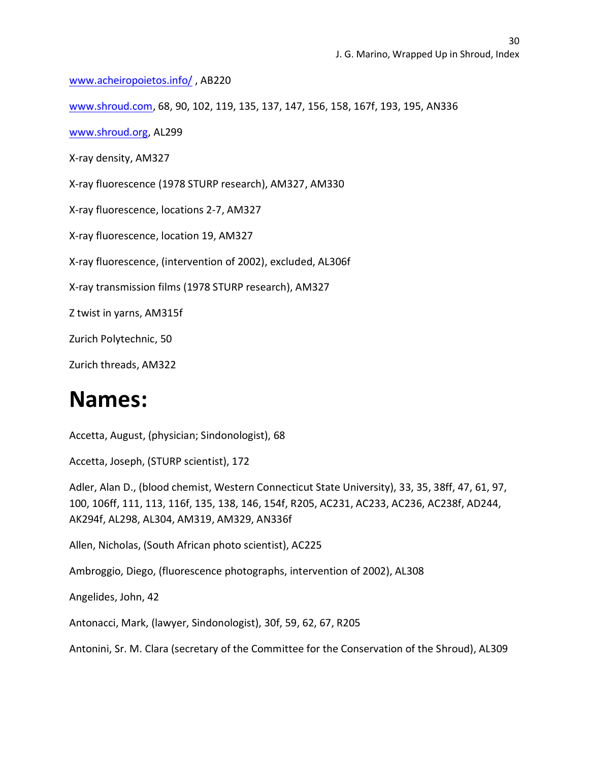www.acheiropoietos.info/ , AB220

www.shroud.com, 68, 90, 102, 119, 135, 137, 147, 156, 158, 167f, 193, 195, AN336

www.shroud.org, AL299

X-ray density, AM327

X-ray fluorescence (1978 STURP research), AM327, AM330

X-ray fluorescence, locations 2-7, AM327

X-ray fluorescence, location 19, AM327

X-ray fluorescence, (intervention of 2002), excluded, AL306f

X-ray transmission films (1978 STURP research), AM327

Z twist in yarns, AM315f

Zurich Polytechnic, 50

Zurich threads, AM322

# Names:

Accetta, August, (physician; Sindonologist), 68

Accetta, Joseph, (STURP scientist), 172

Adler, Alan D., (blood chemist, Western Connecticut State University), 33, 35, 38ff, 47, 61, 97, 100, 106ff, 111, 113, 116f, 135, 138, 146, 154f, R205, AC231, AC233, AC236, AC238f, AD244, AK294f, AL298, AL304, AM319, AM329, AN336f

Allen, Nicholas, (South African photo scientist), AC225

Ambroggio, Diego, (fluorescence photographs, intervention of 2002), AL308

Angelides, John, 42

Antonacci, Mark, (lawyer, Sindonologist), 30f, 59, 62, 67, R205

Antonini, Sr. M. Clara (secretary of the Committee for the Conservation of the Shroud), AL309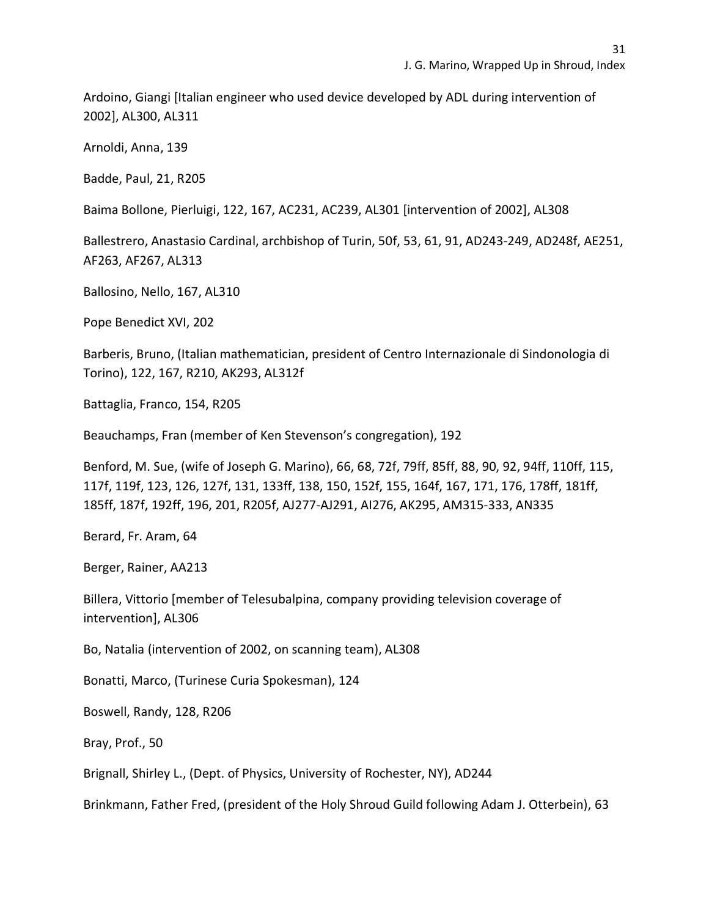Ardoino, Giangi [Italian engineer who used device developed by ADL during intervention of 2002], AL300, AL311

Arnoldi, Anna, 139

Badde, Paul, 21, R205

Baima Bollone, Pierluigi, 122, 167, AC231, AC239, AL301 [intervention of 2002], AL308

Ballestrero, Anastasio Cardinal, archbishop of Turin, 50f, 53, 61, 91, AD243-249, AD248f, AE251, AF263, AF267, AL313

Ballosino, Nello, 167, AL310

Pope Benedict XVI, 202

Barberis, Bruno, (Italian mathematician, president of Centro Internazionale di Sindonologia di Torino), 122, 167, R210, AK293, AL312f

Battaglia, Franco, 154, R205

Beauchamps, Fran (member of Ken Stevenson's congregation), 192

Benford, M. Sue, (wife of Joseph G. Marino), 66, 68, 72f, 79ff, 85ff, 88, 90, 92, 94ff, 110ff, 115, 117f, 119f, 123, 126, 127f, 131, 133ff, 138, 150, 152f, 155, 164f, 167, 171, 176, 178ff, 181ff, 185ff, 187f, 192ff, 196, 201, R205f, AJ277-AJ291, AI276, AK295, AM315-333, AN335

Berard, Fr. Aram, 64

Berger, Rainer, AA213

Billera, Vittorio [member of Telesubalpina, company providing television coverage of intervention], AL306

Bo, Natalia (intervention of 2002, on scanning team), AL308

Bonatti, Marco, (Turinese Curia Spokesman), 124

Boswell, Randy, 128, R206

Bray, Prof., 50

Brignall, Shirley L., (Dept. of Physics, University of Rochester, NY), AD244

Brinkmann, Father Fred, (president of the Holy Shroud Guild following Adam J. Otterbein), 63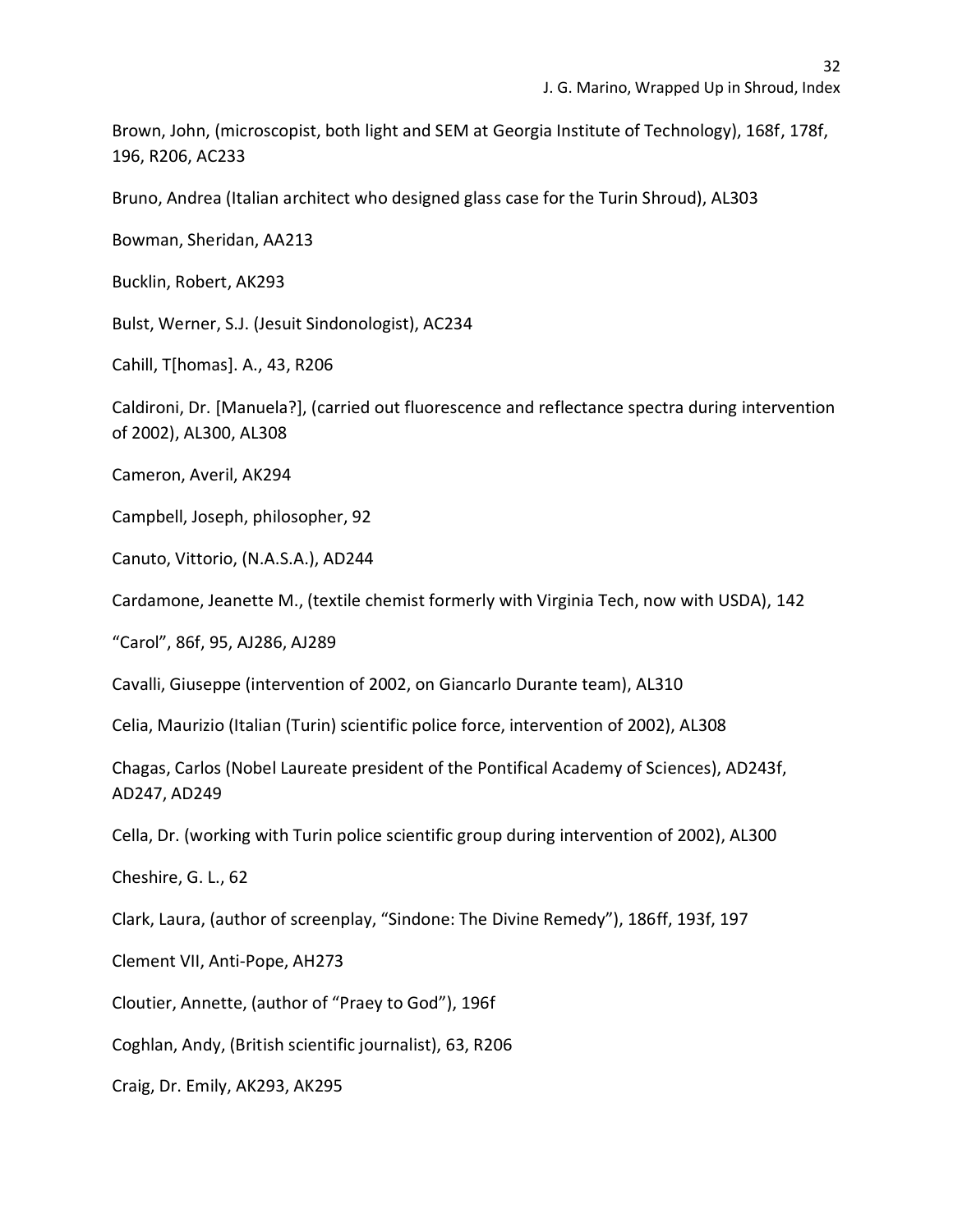Brown, John, (microscopist, both light and SEM at Georgia Institute of Technology), 168f, 178f, 196, R206, AC233

Bruno, Andrea (Italian architect who designed glass case for the Turin Shroud), AL303

Bowman, Sheridan, AA213

Bucklin, Robert, AK293

Bulst, Werner, S.J. (Jesuit Sindonologist), AC234

Cahill, T[homas]. A., 43, R206

Caldironi, Dr. [Manuela?], (carried out fluorescence and reflectance spectra during intervention of 2002), AL300, AL308

Cameron, Averil, AK294

Campbell, Joseph, philosopher, 92

Canuto, Vittorio, (N.A.S.A.), AD244

Cardamone, Jeanette M., (textile chemist formerly with Virginia Tech, now with USDA), 142

"Carol", 86f, 95, AJ286, AJ289

Cavalli, Giuseppe (intervention of 2002, on Giancarlo Durante team), AL310

Celia, Maurizio (Italian (Turin) scientific police force, intervention of 2002), AL308

Chagas, Carlos (Nobel Laureate president of the Pontifical Academy of Sciences), AD243f, AD247, AD249

Cella, Dr. (working with Turin police scientific group during intervention of 2002), AL300

Cheshire, G. L., 62

Clark, Laura, (author of screenplay, "Sindone: The Divine Remedy"), 186ff, 193f, 197

Clement VII, Anti-Pope, AH273

Cloutier, Annette, (author of "Praey to God"), 196f

Coghlan, Andy, (British scientific journalist), 63, R206

Craig, Dr. Emily, AK293, AK295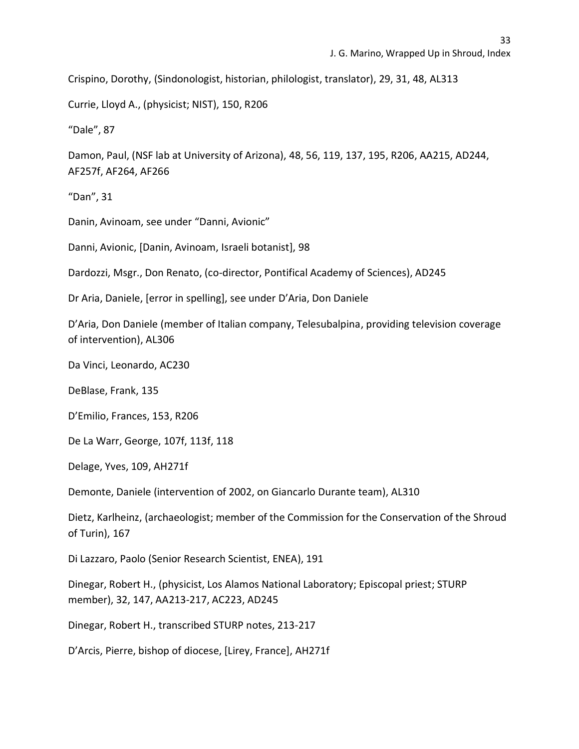Crispino, Dorothy, (Sindonologist, historian, philologist, translator), 29, 31, 48, AL313

Currie, Lloyd A., (physicist; NIST), 150, R206

"Dale", 87

Damon, Paul, (NSF lab at University of Arizona), 48, 56, 119, 137, 195, R206, AA215, AD244, AF257f, AF264, AF266

"Dan", 31

Danin, Avinoam, see under "Danni, Avionic"

Danni, Avionic, [Danin, Avinoam, Israeli botanist], 98

Dardozzi, Msgr., Don Renato, (co-director, Pontifical Academy of Sciences), AD245

Dr Aria, Daniele, [error in spelling], see under D'Aria, Don Daniele

D'Aria, Don Daniele (member of Italian company, Telesubalpina, providing television coverage of intervention), AL306

Da Vinci, Leonardo, AC230

DeBlase, Frank, 135

D'Emilio, Frances, 153, R206

De La Warr, George, 107f, 113f, 118

Delage, Yves, 109, AH271f

Demonte, Daniele (intervention of 2002, on Giancarlo Durante team), AL310

Dietz, Karlheinz, (archaeologist; member of the Commission for the Conservation of the Shroud of Turin), 167

Di Lazzaro, Paolo (Senior Research Scientist, ENEA), 191

Dinegar, Robert H., (physicist, Los Alamos National Laboratory; Episcopal priest; STURP member), 32, 147, AA213-217, AC223, AD245

Dinegar, Robert H., transcribed STURP notes, 213-217

D'Arcis, Pierre, bishop of diocese, [Lirey, France], AH271f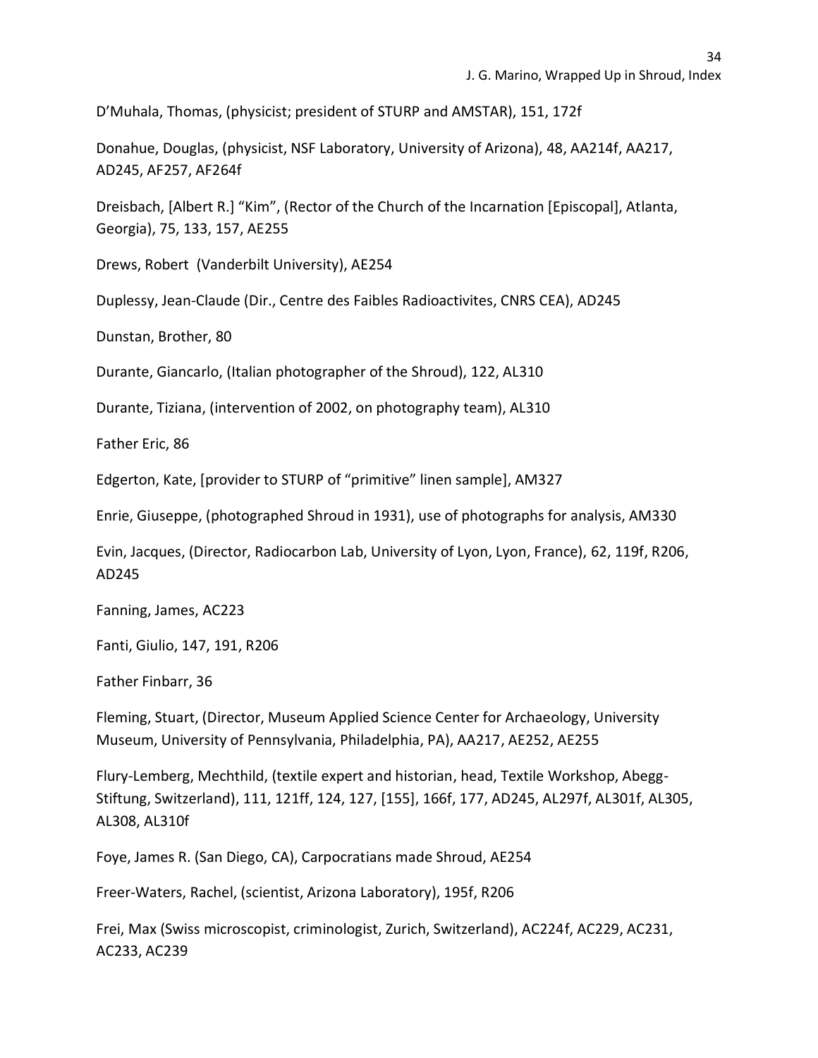D'Muhala, Thomas, (physicist; president of STURP and AMSTAR), 151, 172f

Donahue, Douglas, (physicist, NSF Laboratory, University of Arizona), 48, AA214f, AA217, AD245, AF257, AF264f

Dreisbach, [Albert R.] "Kim", (Rector of the Church of the Incarnation [Episcopal], Atlanta, Georgia), 75, 133, 157, AE255

Drews, Robert  (Vanderbilt University), AE254

Duplessy, Jean-Claude (Dir., Centre des Faibles Radioactivites, CNRS CEA), AD245

Dunstan, Brother, 80

Durante, Giancarlo, (Italian photographer of the Shroud), 122, AL310

Durante, Tiziana, (intervention of 2002, on photography team), AL310

Father Eric, 86

Edgerton, Kate, [provider to STURP of "primitive" linen sample], AM327

Enrie, Giuseppe, (photographed Shroud in 1931), use of photographs for analysis, AM330

Evin, Jacques, (Director, Radiocarbon Lab, University of Lyon, Lyon, France), 62, 119f, R206, AD245

Fanning, James, AC223

Fanti, Giulio, 147, 191, R206

Father Finbarr, 36

Fleming, Stuart, (Director, Museum Applied Science Center for Archaeology, University Museum, University of Pennsylvania, Philadelphia, PA), AA217, AE252, AE255

Flury-Lemberg, Mechthild, (textile expert and historian, head, Textile Workshop, Abegg-Stiftung, Switzerland), 111, 121ff, 124, 127, [155], 166f, 177, AD245, AL297f, AL301f, AL305, AL308, AL310f

Foye, James R. (San Diego, CA), Carpocratians made Shroud, AE254

Freer-Waters, Rachel, (scientist, Arizona Laboratory), 195f, R206

Frei, Max (Swiss microscopist, criminologist, Zurich, Switzerland), AC224f, AC229, AC231, AC233, AC239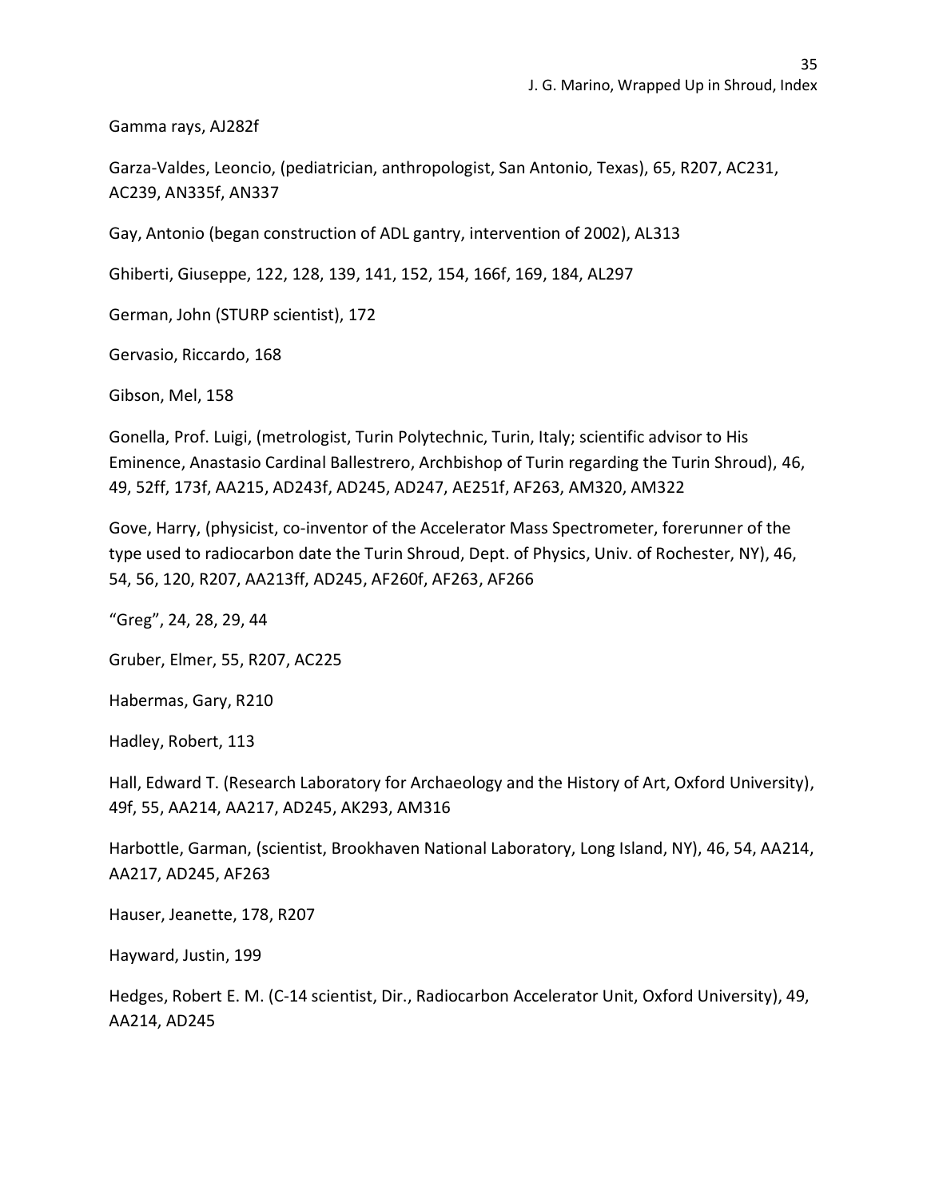Gamma rays, AJ282f

Garza-Valdes, Leoncio, (pediatrician, anthropologist, San Antonio, Texas), 65, R207, AC231, AC239, AN335f, AN337

Gay, Antonio (began construction of ADL gantry, intervention of 2002), AL313

Ghiberti, Giuseppe, 122, 128, 139, 141, 152, 154, 166f, 169, 184, AL297

German, John (STURP scientist), 172

Gervasio, Riccardo, 168

Gibson, Mel, 158

Gonella, Prof. Luigi, (metrologist, Turin Polytechnic, Turin, Italy; scientific advisor to His Eminence, Anastasio Cardinal Ballestrero, Archbishop of Turin regarding the Turin Shroud), 46, 49, 52ff, 173f, AA215, AD243f, AD245, AD247, AE251f, AF263, AM320, AM322

Gove, Harry, (physicist, co-inventor of the Accelerator Mass Spectrometer, forerunner of the type used to radiocarbon date the Turin Shroud, Dept. of Physics, Univ. of Rochester, NY), 46, 54, 56, 120, R207, AA213ff, AD245, AF260f, AF263, AF266

"Greg", 24, 28, 29, 44

Gruber, Elmer, 55, R207, AC225

Habermas, Gary, R210

Hadley, Robert, 113

Hall, Edward T. (Research Laboratory for Archaeology and the History of Art, Oxford University), 49f, 55, AA214, AA217, AD245, AK293, AM316

Harbottle, Garman, (scientist, Brookhaven National Laboratory, Long Island, NY), 46, 54, AA214, AA217, AD245, AF263

Hauser, Jeanette, 178, R207

Hayward, Justin, 199

Hedges, Robert E. M. (C-14 scientist, Dir., Radiocarbon Accelerator Unit, Oxford University), 49, AA214, AD245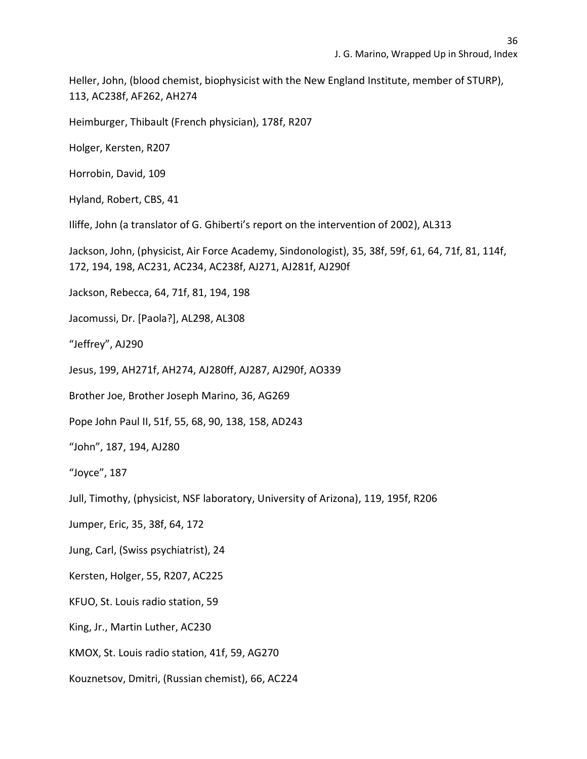Heller, John, (blood chemist, biophysicist with the New England Institute, member of STURP), 113, AC238f, AF262, AH274

Heimburger, Thibault (French physician), 178f, R207

Holger, Kersten, R207

Horrobin, David, 109

Hyland, Robert, CBS, 41

Iliffe, John (a translator of G. Ghiberti's report on the intervention of 2002), AL313

Jackson, John, (physicist, Air Force Academy, Sindonologist), 35, 38f, 59f, 61, 64, 71f, 81, 114f, 172, 194, 198, AC231, AC234, AC238f, AJ271, AJ281f, AJ290f

Jackson, Rebecca, 64, 71f, 81, 194, 198

Jacomussi, Dr. [Paola?], AL298, AL308

"Jeffrey", AJ290

Jesus, 199, AH271f, AH274, AJ280ff, AJ287, AJ290f, AO339

Brother Joe, Brother Joseph Marino, 36, AG269

Pope John Paul II, 51f, 55, 68, 90, 138, 158, AD243

"John", 187, 194, AJ280

"Joyce", 187

Jull, Timothy, (physicist, NSF laboratory, University of Arizona), 119, 195f, R206

Jumper, Eric, 35, 38f, 64, 172

Jung, Carl, (Swiss psychiatrist), 24

Kersten, Holger, 55, R207, AC225

KFUO, St. Louis radio station, 59

King, Jr., Martin Luther, AC230

KMOX, St. Louis radio station, 41f, 59, AG270

Kouznetsov, Dmitri, (Russian chemist), 66, AC224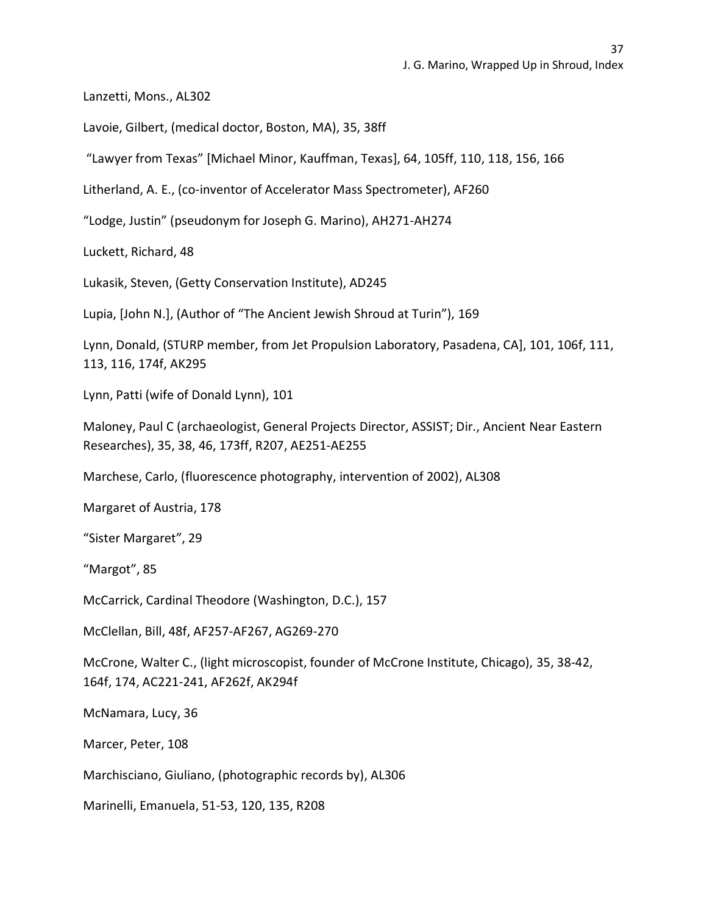Lanzetti, Mons., AL302

Lavoie, Gilbert, (medical doctor, Boston, MA), 35, 38ff

"Lawyer from Texas" [Michael Minor, Kauffman, Texas], 64, 105ff, 110, 118, 156, 166

Litherland, A. E., (co-inventor of Accelerator Mass Spectrometer), AF260

"Lodge, Justin" (pseudonym for Joseph G. Marino), AH271-AH274

Luckett, Richard, 48

Lukasik, Steven, (Getty Conservation Institute), AD245

Lupia, [John N.], (Author of "The Ancient Jewish Shroud at Turin"), 169

Lynn, Donald, (STURP member, from Jet Propulsion Laboratory, Pasadena, CA], 101, 106f, 111, 113, 116, 174f, AK295

Lynn, Patti (wife of Donald Lynn), 101

Maloney, Paul C (archaeologist, General Projects Director, ASSIST; Dir., Ancient Near Eastern Researches), 35, 38, 46, 173ff, R207, AE251-AE255

Marchese, Carlo, (fluorescence photography, intervention of 2002), AL308

Margaret of Austria, 178

"Sister Margaret", 29

"Margot", 85

McCarrick, Cardinal Theodore (Washington, D.C.), 157

McClellan, Bill, 48f, AF257-AF267, AG269-270

McCrone, Walter C., (light microscopist, founder of McCrone Institute, Chicago), 35, 38-42, 164f, 174, AC221-241, AF262f, AK294f

McNamara, Lucy, 36

Marcer, Peter, 108

Marchisciano, Giuliano, (photographic records by), AL306

Marinelli, Emanuela, 51-53, 120, 135, R208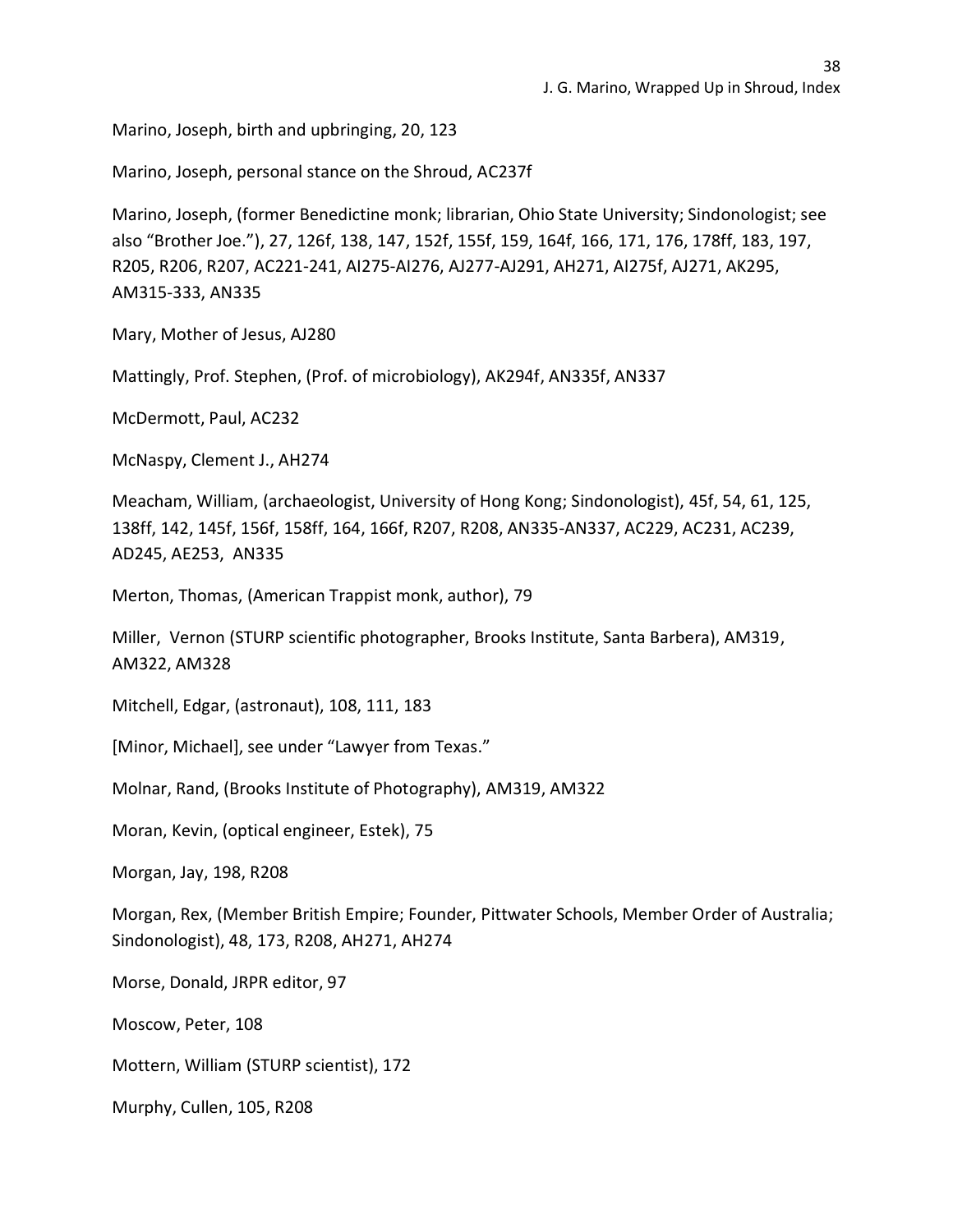Marino, Joseph, birth and upbringing, 20, 123

Marino, Joseph, personal stance on the Shroud, AC237f

Marino, Joseph, (former Benedictine monk; librarian, Ohio State University; Sindonologist; see also "Brother Joe."), 27, 126f, 138, 147, 152f, 155f, 159, 164f, 166, 171, 176, 178ff, 183, 197, R205, R206, R207, AC221-241, AI275-AI276, AJ277-AJ291, AH271, AI275f, AJ271, AK295, AM315-333, AN335

Mary, Mother of Jesus, AJ280

Mattingly, Prof. Stephen, (Prof. of microbiology), AK294f, AN335f, AN337

McDermott, Paul, AC232

McNaspy, Clement J., AH274

Meacham, William, (archaeologist, University of Hong Kong; Sindonologist), 45f, 54, 61, 125, 138ff, 142, 145f, 156f, 158ff, 164, 166f, R207, R208, AN335-AN337, AC229, AC231, AC239, AD245, AE253, AN335

Merton, Thomas, (American Trappist monk, author), 79

Miller, Vernon (STURP scientific photographer, Brooks Institute, Santa Barbera), AM319, AM322, AM328

Mitchell, Edgar, (astronaut), 108, 111, 183

[Minor, Michael], see under "Lawyer from Texas."

Molnar, Rand, (Brooks Institute of Photography), AM319, AM322

Moran, Kevin, (optical engineer, Estek), 75

Morgan, Jay, 198, R208

Morgan, Rex, (Member British Empire; Founder, Pittwater Schools, Member Order of Australia; Sindonologist), 48, 173, R208, AH271, AH274

Morse, Donald, JRPR editor, 97

Moscow, Peter, 108

Mottern, William (STURP scientist), 172

Murphy, Cullen, 105, R208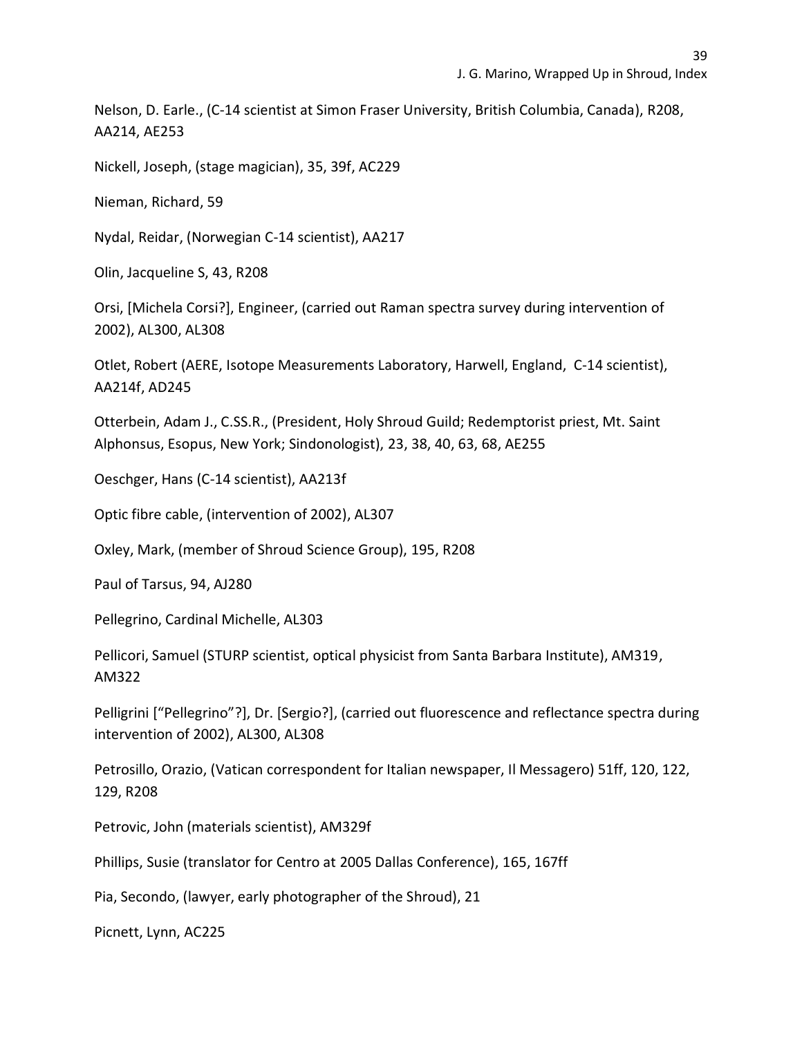Nelson, D. Earle., (C-14 scientist at Simon Fraser University, British Columbia, Canada), R208, AA214, AE253

Nickell, Joseph, (stage magician), 35, 39f, AC229

Nieman, Richard, 59

Nydal, Reidar, (Norwegian C-14 scientist), AA217

Olin, Jacqueline S, 43, R208

Orsi, [Michela Corsi?], Engineer, (carried out Raman spectra survey during intervention of 2002), AL300, AL308

Otlet, Robert (AERE, Isotope Measurements Laboratory, Harwell, England, C-14 scientist), AA214f, AD245

Otterbein, Adam J., C.SS.R., (President, Holy Shroud Guild; Redemptorist priest, Mt. Saint Alphonsus, Esopus, New York; Sindonologist), 23, 38, 40, 63, 68, AE255

Oeschger, Hans (C-14 scientist), AA213f

Optic fibre cable, (intervention of 2002), AL307

Oxley, Mark, (member of Shroud Science Group), 195, R208

Paul of Tarsus, 94, AJ280

Pellegrino, Cardinal Michelle, AL303

Pellicori, Samuel (STURP scientist, optical physicist from Santa Barbara Institute), AM319, AM322

Pelligrini ["Pellegrino"?], Dr. [Sergio?], (carried out fluorescence and reflectance spectra during intervention of 2002), AL300, AL308

Petrosillo, Orazio, (Vatican correspondent for Italian newspaper, Il Messagero) 51ff, 120, 122, 129, R208

Petrovic, John (materials scientist), AM329f

Phillips, Susie (translator for Centro at 2005 Dallas Conference), 165, 167ff

Pia, Secondo, (lawyer, early photographer of the Shroud), 21

Picnett, Lynn, AC225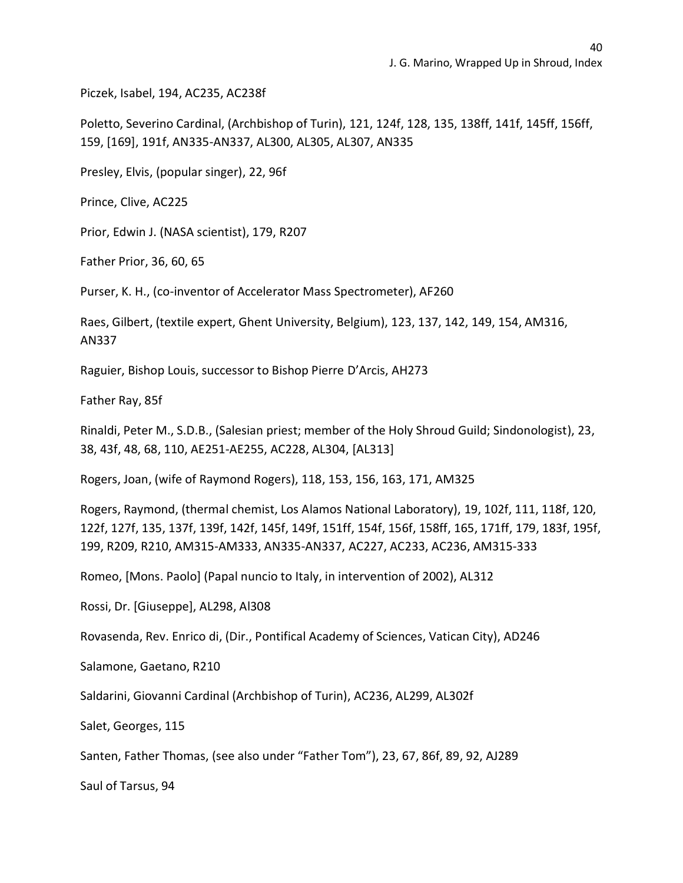Piczek, Isabel, 194, AC235, AC238f

Poletto, Severino Cardinal, (Archbishop of Turin), 121, 124f, 128, 135, 138ff, 141f, 145ff, 156ff, 159, [169], 191f, AN335-AN337, AL300, AL305, AL307, AN335

Presley, Elvis, (popular singer), 22, 96f

Prince, Clive, AC225

Prior, Edwin J. (NASA scientist), 179, R207

Father Prior, 36, 60, 65

Purser, K. H., (co-inventor of Accelerator Mass Spectrometer), AF260

Raes, Gilbert, (textile expert, Ghent University, Belgium), 123, 137, 142, 149, 154, AM316, AN337

Raguier, Bishop Louis, successor to Bishop Pierre D'Arcis, AH273

Father Ray, 85f

Rinaldi, Peter M., S.D.B., (Salesian priest; member of the Holy Shroud Guild; Sindonologist), 23, 38, 43f, 48, 68, 110, AE251-AE255, AC228, AL304, [AL313]

Rogers, Joan, (wife of Raymond Rogers), 118, 153, 156, 163, 171, AM325

Rogers, Raymond, (thermal chemist, Los Alamos National Laboratory), 19, 102f, 111, 118f, 120, 122f, 127f, 135, 137f, 139f, 142f, 145f, 149f, 151ff, 154f, 156f, 158ff, 165, 171ff, 179, 183f, 195f, 199, R209, R210, AM315-AM333, AN335-AN337, AC227, AC233, AC236, AM315-333

Romeo, [Mons. Paolo] (Papal nuncio to Italy, in intervention of 2002), AL312

Rossi, Dr. [Giuseppe], AL298, Al308

Rovasenda, Rev. Enrico di, (Dir., Pontifical Academy of Sciences, Vatican City), AD246

Salamone, Gaetano, R210

Saldarini, Giovanni Cardinal (Archbishop of Turin), AC236, AL299, AL302f

Salet, Georges, 115

Santen, Father Thomas, (see also under "Father Tom"), 23, 67, 86f, 89, 92, AJ289

Saul of Tarsus, 94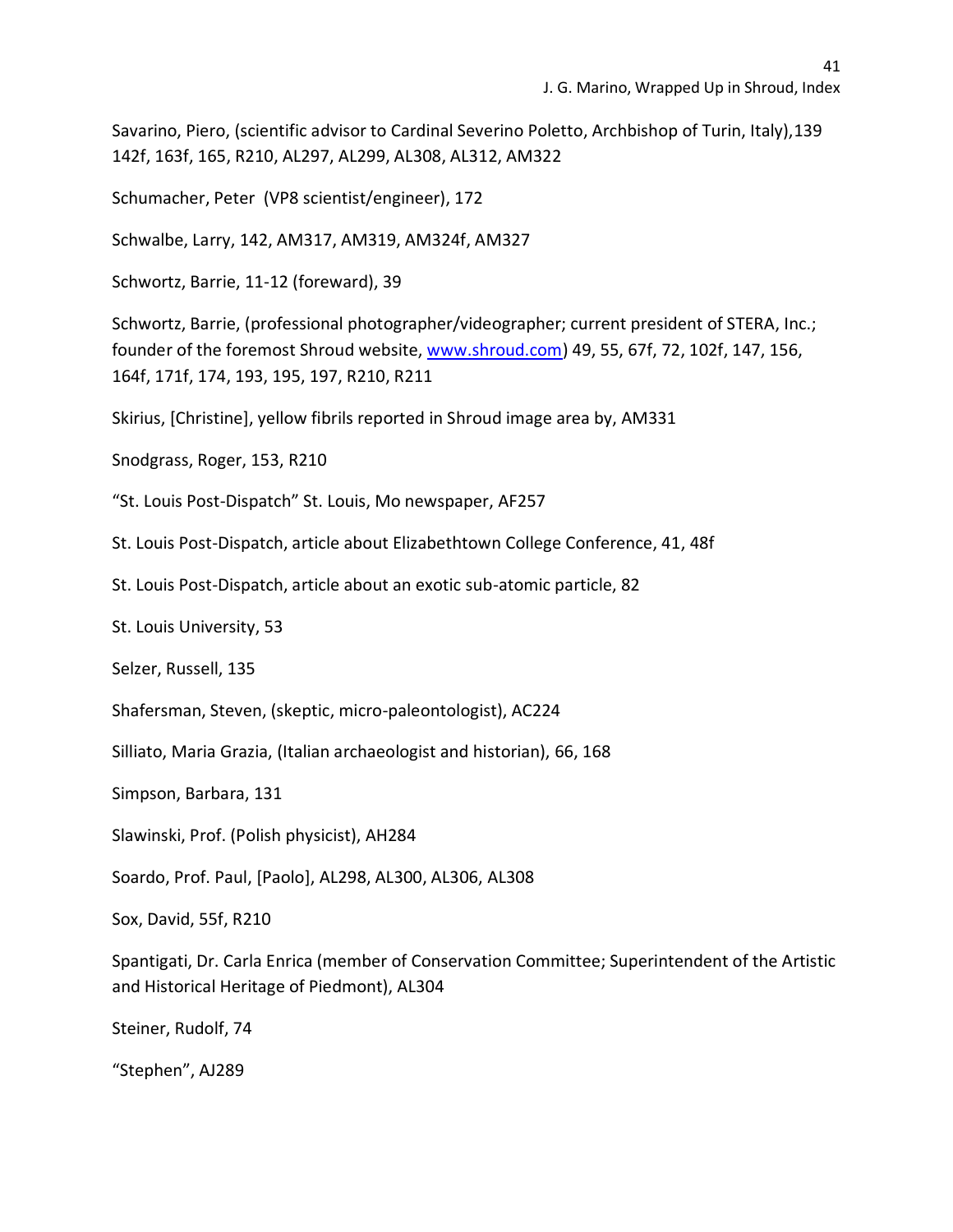Savarino, Piero, (scientific advisor to Cardinal Severino Poletto, Archbishop of Turin, Italy),139 142f, 163f, 165, R210, AL297, AL299, AL308, AL312, AM322

Schumacher, Peter (VP8 scientist/engineer), 172

Schwalbe, Larry, 142, AM317, AM319, AM324f, AM327

Schwortz, Barrie, 11-12 (foreward), 39

Schwortz, Barrie, (professional photographer/videographer; current president of STERA, Inc.; founder of the foremost Shroud website, [www.shroud.com](http://www.shroud.com)) 49, 55, 67f, 72, 102f, 147, 156, 164f, 171f, 174, 193, 195, 197, R210, R211

Skirius, [Christine], yellow fibrils reported in Shroud image area by, AM331

Snodgrass, Roger, 153, R210

"St. Louis Post-Dispatch" St. Louis, Mo newspaper, AF257

St. Louis Post-Dispatch, article about Elizabethtown College Conference, 41, 48f

St. Louis Post-Dispatch, article about an exotic sub-atomic particle, 82

St. Louis University, 53

Selzer, Russell, 135

Shafersman, Steven, (skeptic, micro-paleontologist), AC224

Silliato, Maria Grazia, (Italian archaeologist and historian), 66, 168

Simpson, Barbara, 131

Slawinski, Prof. (Polish physicist), AH284

Soardo, Prof. Paul, [Paolo], AL298, AL300, AL306, AL308

Sox, David, 55f, R210

Spantigati, Dr. Carla Enrica (member of Conservation Committee; Superintendent of the Artistic and Historical Heritage of Piedmont), AL304

Steiner, Rudolf, 74

"Stephen", AJ289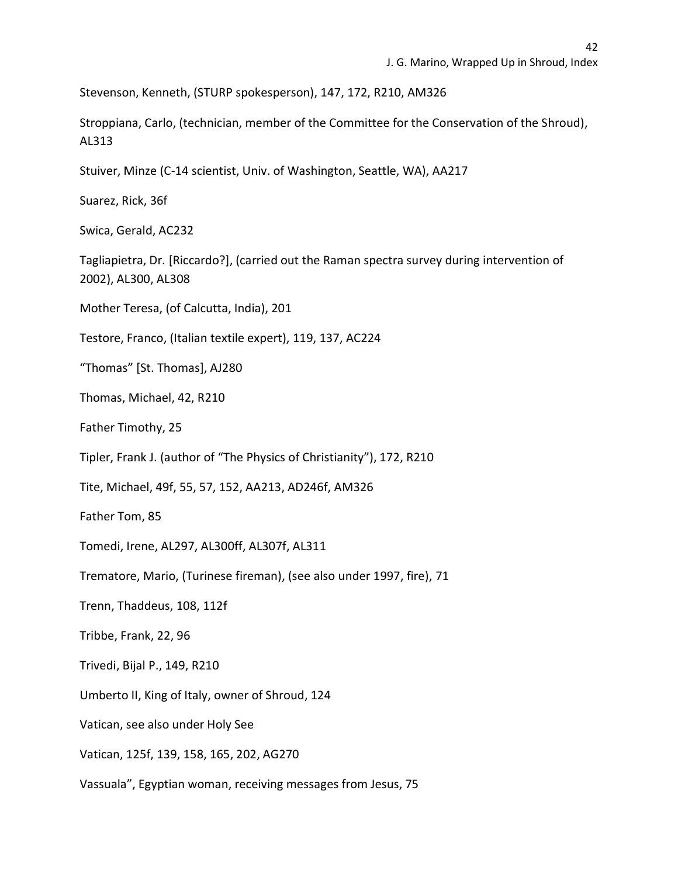Stevenson, Kenneth, (STURP spokesperson), 147, 172, R210, AM326

Stroppiana, Carlo, (technician, member of the Committee for the Conservation of the Shroud), AL313

Stuiver, Minze (C-14 scientist, Univ. of Washington, Seattle, WA), AA217

Suarez, Rick, 36f

Swica, Gerald, AC232

Tagliapietra, Dr. [Riccardo?], (carried out the Raman spectra survey during intervention of 2002), AL300, AL308

Mother Teresa, (of Calcutta, India), 201

Testore, Franco, (Italian textile expert), 119, 137, AC224

"Thomas" [St. Thomas], AJ280

Thomas, Michael, 42, R210

Father Timothy, 25

Tipler, Frank J. (author of "The Physics of Christianity"), 172, R210

Tite, Michael, 49f, 55, 57, 152, AA213, AD246f, AM326

Father Tom, 85

Tomedi, Irene, AL297, AL300ff, AL307f, AL311

Trematore, Mario, (Turinese fireman), (see also under 1997, fire), 71

Trenn, Thaddeus, 108, 112f

Tribbe, Frank, 22, 96

Trivedi, Bijal P., 149, R210

Umberto II, King of Italy, owner of Shroud, 124

Vatican, see also under Holy See

Vatican, 125f, 139, 158, 165, 202, AG270

Vassuala", Egyptian woman, receiving messages from Jesus, 75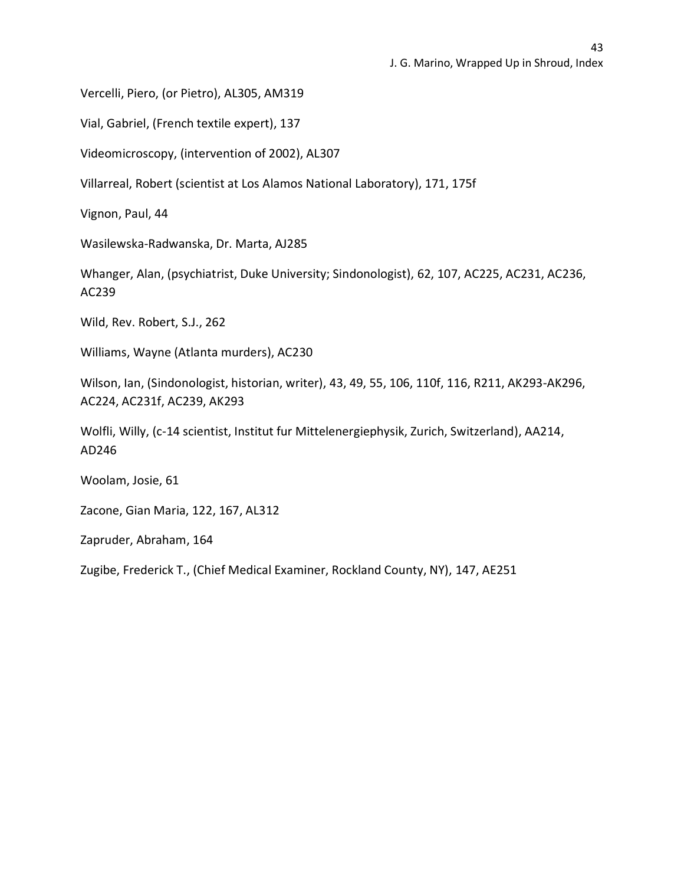Vercelli, Piero, (or Pietro), AL305, AM319

Vial, Gabriel, (French textile expert), 137

Videomicroscopy, (intervention of 2002), AL307

Villarreal, Robert (scientist at Los Alamos National Laboratory), 171, 175f

Vignon, Paul, 44

Wasilewska-Radwanska, Dr. Marta, AJ285

Whanger, Alan, (psychiatrist, Duke University; Sindonologist), 62, 107, AC225, AC231, AC236, AC239

Wild, Rev. Robert, S.J., 262

Williams, Wayne (Atlanta murders), AC230

Wilson, Ian, (Sindonologist, historian, writer), 43, 49, 55, 106, 110f, 116, R211, AK293-AK296, AC224, AC231f, AC239, AK293

Wolfli, Willy, (c-14 scientist, Institut fur Mittelenergiephysik, Zurich, Switzerland), AA214, AD246

Woolam, Josie, 61

Zacone, Gian Maria, 122, 167, AL312

Zapruder, Abraham, 164

Zugibe, Frederick T., (Chief Medical Examiner, Rockland County, NY), 147, AE251